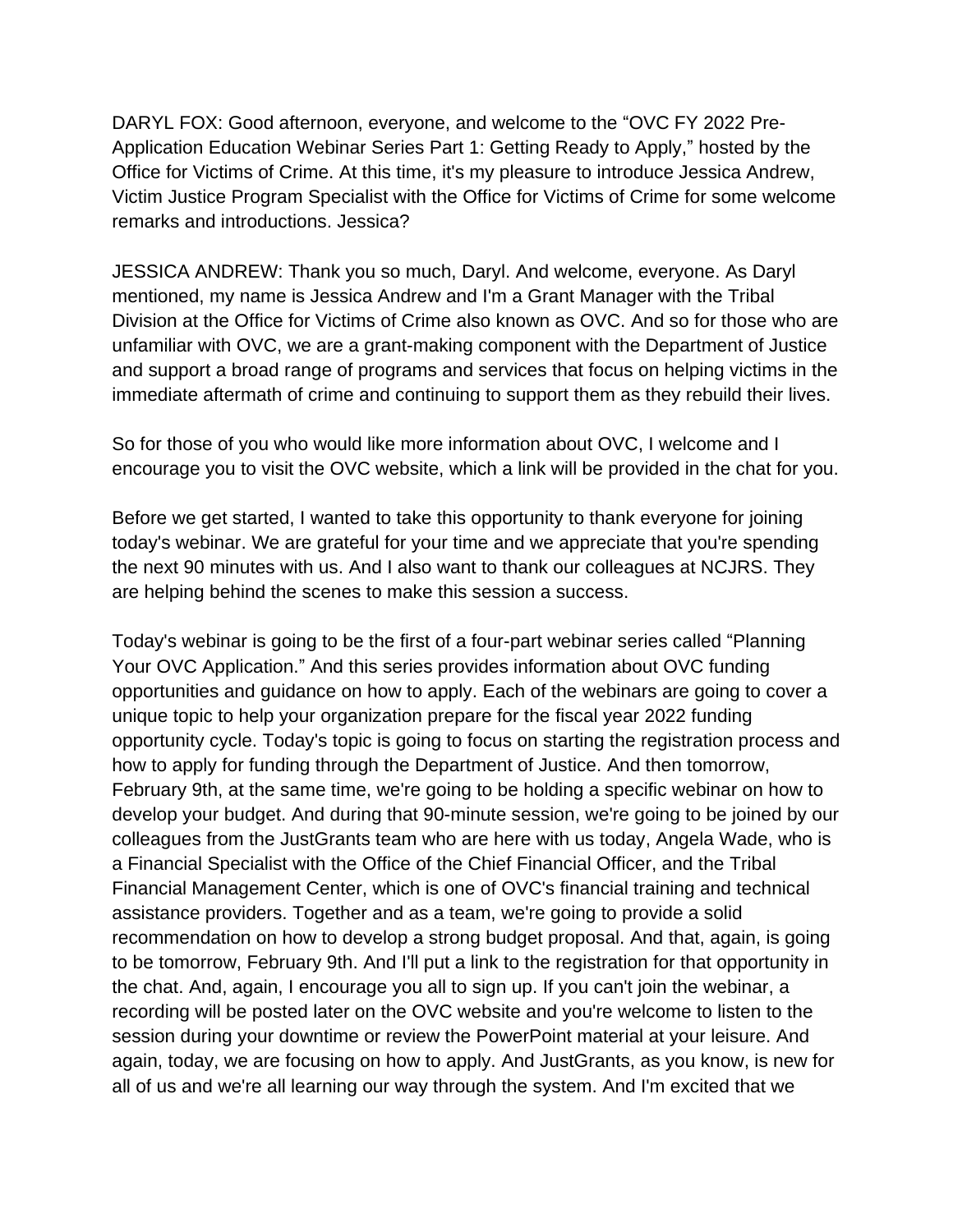DARYL FOX: Good afternoon, everyone, and welcome to the "OVC FY 2022 Pre-Application Education Webinar Series Part 1: Getting Ready to Apply," hosted by the Office for Victims of Crime. At this time, it's my pleasure to introduce Jessica Andrew, Victim Justice Program Specialist with the Office for Victims of Crime for some welcome remarks and introductions. Jessica?

JESSICA ANDREW: Thank you so much, Daryl. And welcome, everyone. As Daryl mentioned, my name is Jessica Andrew and I'm a Grant Manager with the Tribal Division at the Office for Victims of Crime also known as OVC. And so for those who are unfamiliar with OVC, we are a grant-making component with the Department of Justice and support a broad range of programs and services that focus on helping victims in the immediate aftermath of crime and continuing to support them as they rebuild their lives.

So for those of you who would like more information about OVC, I welcome and I encourage you to visit the OVC website, which a link will be provided in the chat for you.

Before we get started, I wanted to take this opportunity to thank everyone for joining today's webinar. We are grateful for your time and we appreciate that you're spending the next 90 minutes with us. And I also want to thank our colleagues at NCJRS. They are helping behind the scenes to make this session a success.

Today's webinar is going to be the first of a four-part webinar series called "Planning Your OVC Application." And this series provides information about OVC funding opportunities and guidance on how to apply. Each of the webinars are going to cover a unique topic to help your organization prepare for the fiscal year 2022 funding opportunity cycle. Today's topic is going to focus on starting the registration process and how to apply for funding through the Department of Justice. And then tomorrow, February 9th, at the same time, we're going to be holding a specific webinar on how to develop your budget. And during that 90-minute session, we're going to be joined by our colleagues from the JustGrants team who are here with us today, Angela Wade, who is a Financial Specialist with the Office of the Chief Financial Officer, and the Tribal Financial Management Center, which is one of OVC's financial training and technical assistance providers. Together and as a team, we're going to provide a solid recommendation on how to develop a strong budget proposal. And that, again, is going to be tomorrow, February 9th. And I'll put a link to the registration for that opportunity in the chat. And, again, I encourage you all to sign up. If you can't join the webinar, a recording will be posted later on the OVC website and you're welcome to listen to the session during your downtime or review the PowerPoint material at your leisure. And again, today, we are focusing on how to apply. And JustGrants, as you know, is new for all of us and we're all learning our way through the system. And I'm excited that we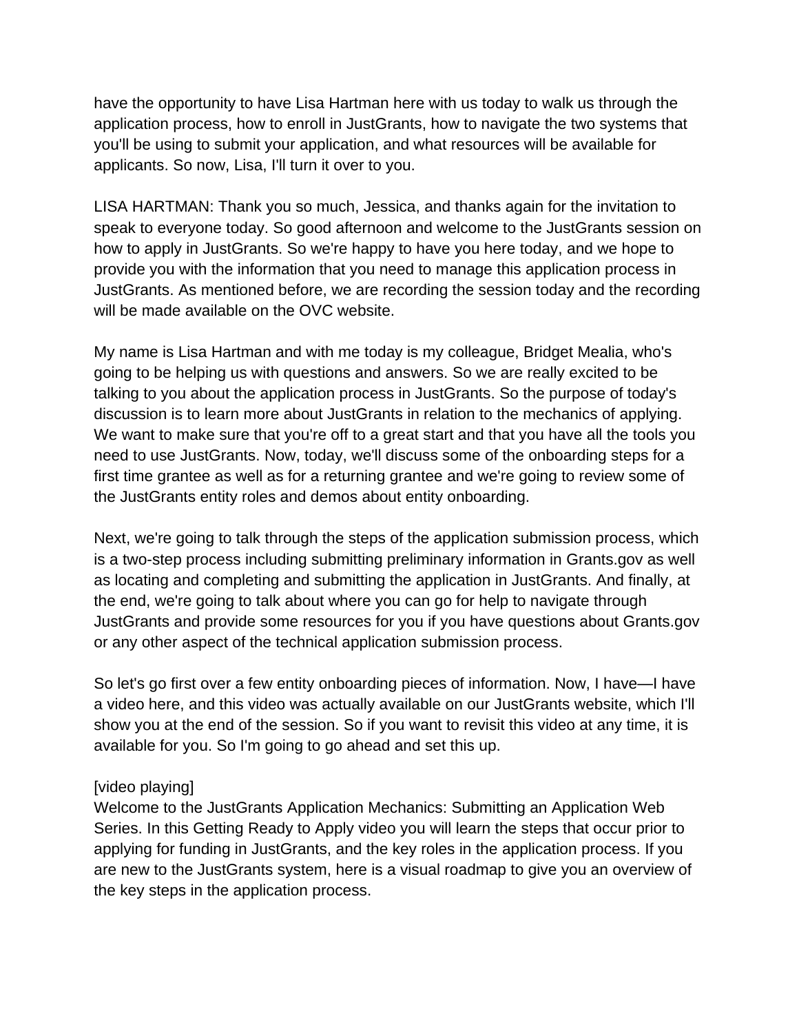have the opportunity to have Lisa Hartman here with us today to walk us through the application process, how to enroll in JustGrants, how to navigate the two systems that you'll be using to submit your application, and what resources will be available for applicants. So now, Lisa, I'll turn it over to you.

LISA HARTMAN: Thank you so much, Jessica, and thanks again for the invitation to speak to everyone today. So good afternoon and welcome to the JustGrants session on how to apply in JustGrants. So we're happy to have you here today, and we hope to provide you with the information that you need to manage this application process in JustGrants. As mentioned before, we are recording the session today and the recording will be made available on the OVC website.

My name is Lisa Hartman and with me today is my colleague, Bridget Mealia, who's going to be helping us with questions and answers. So we are really excited to be talking to you about the application process in JustGrants. So the purpose of today's discussion is to learn more about JustGrants in relation to the mechanics of applying. We want to make sure that you're off to a great start and that you have all the tools you need to use JustGrants. Now, today, we'll discuss some of the onboarding steps for a first time grantee as well as for a returning grantee and we're going to review some of the JustGrants entity roles and demos about entity onboarding.

Next, we're going to talk through the steps of the application submission process, which is a two-step process including submitting preliminary information in Grants.gov as well as locating and completing and submitting the application in JustGrants. And finally, at the end, we're going to talk about where you can go for help to navigate through JustGrants and provide some resources for you if you have questions about Grants.gov or any other aspect of the technical application submission process.

So let's go first over a few entity onboarding pieces of information. Now, I have—I have a video here, and this video was actually available on our JustGrants website, which I'll show you at the end of the session. So if you want to revisit this video at any time, it is available for you. So I'm going to go ahead and set this up.

[video playing]
Welcome to the JustGrants Application Mechanics: Submitting an Application Web Series. In this Getting Ready to Apply video you will learn the steps that occur prior to applying for funding in JustGrants, and the key roles in the application process. If you are new to the JustGrants system, here is a visual roadmap to give you an overview of the key steps in the application process.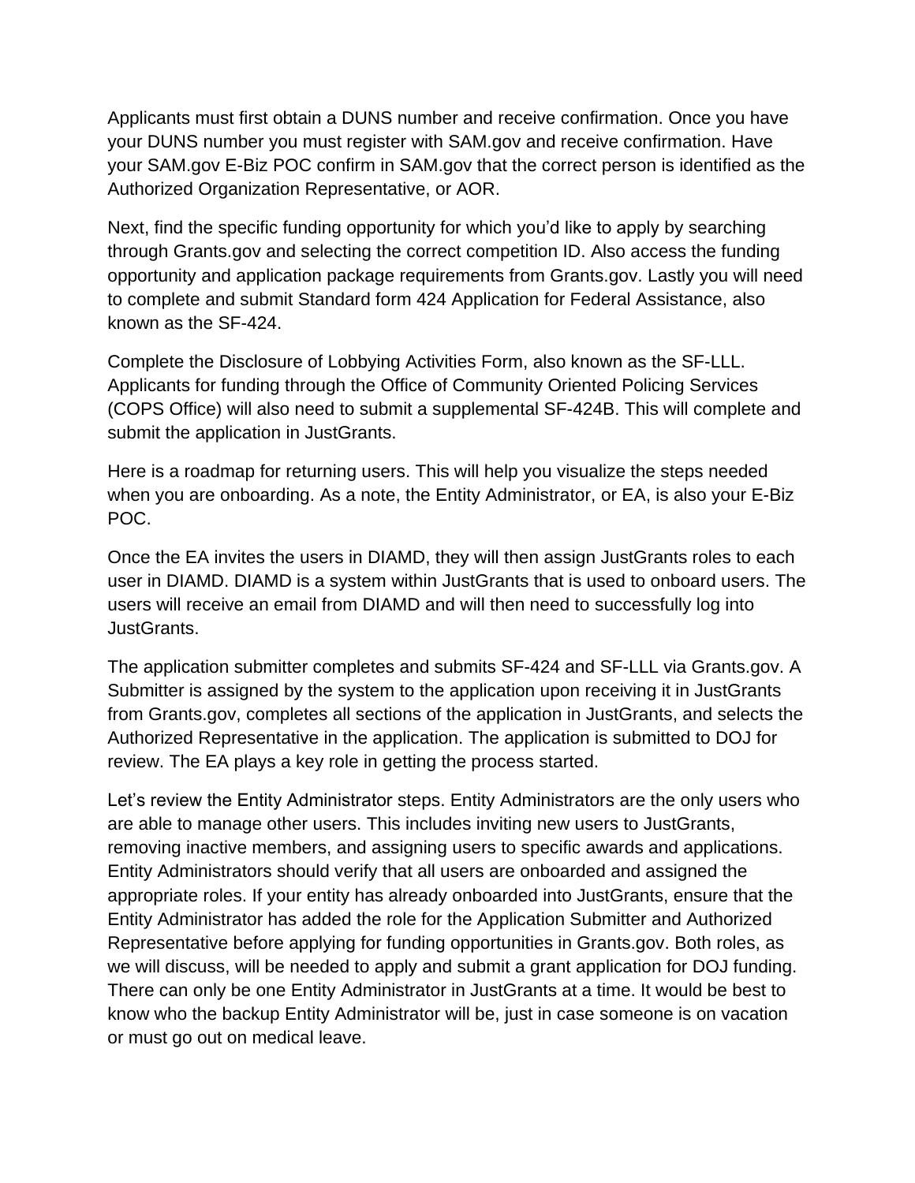Applicants must first obtain a DUNS number and receive confirmation. Once you have your DUNS number you must register with SAM.gov and receive confirmation. Have your SAM.gov E-Biz POC confirm in SAM.gov that the correct person is identified as the Authorized Organization Representative, or AOR.

Next, find the specific funding opportunity for which you'd like to apply by searching through Grants.gov and selecting the correct competition ID. Also access the funding opportunity and application package requirements from Grants.gov. Lastly you will need to complete and submit Standard form 424 Application for Federal Assistance, also known as the SF-424.

Complete the Disclosure of Lobbying Activities Form, also known as the SF-LLL. Applicants for funding through the Office of Community Oriented Policing Services (COPS Office) will also need to submit a supplemental SF-424B. This will complete and submit the application in JustGrants.

Here is a roadmap for returning users. This will help you visualize the steps needed when you are onboarding. As a note, the Entity Administrator, or EA, is also your E-Biz POC.

Once the EA invites the users in DIAMD, they will then assign JustGrants roles to each user in DIAMD. DIAMD is a system within JustGrants that is used to onboard users. The users will receive an email from DIAMD and will then need to successfully log into JustGrants.

The application submitter completes and submits SF-424 and SF-LLL via Grants.gov. A Submitter is assigned by the system to the application upon receiving it in JustGrants from Grants.gov, completes all sections of the application in JustGrants, and selects the Authorized Representative in the application. The application is submitted to DOJ for review. The EA plays a key role in getting the process started.

Let's review the Entity Administrator steps. Entity Administrators are the only users who are able to manage other users. This includes inviting new users to JustGrants, removing inactive members, and assigning users to specific awards and applications. Entity Administrators should verify that all users are onboarded and assigned the appropriate roles. If your entity has already onboarded into JustGrants, ensure that the Entity Administrator has added the role for the Application Submitter and Authorized Representative before applying for funding opportunities in Grants.gov. Both roles, as we will discuss, will be needed to apply and submit a grant application for DOJ funding. There can only be one Entity Administrator in JustGrants at a time. It would be best to know who the backup Entity Administrator will be, just in case someone is on vacation or must go out on medical leave.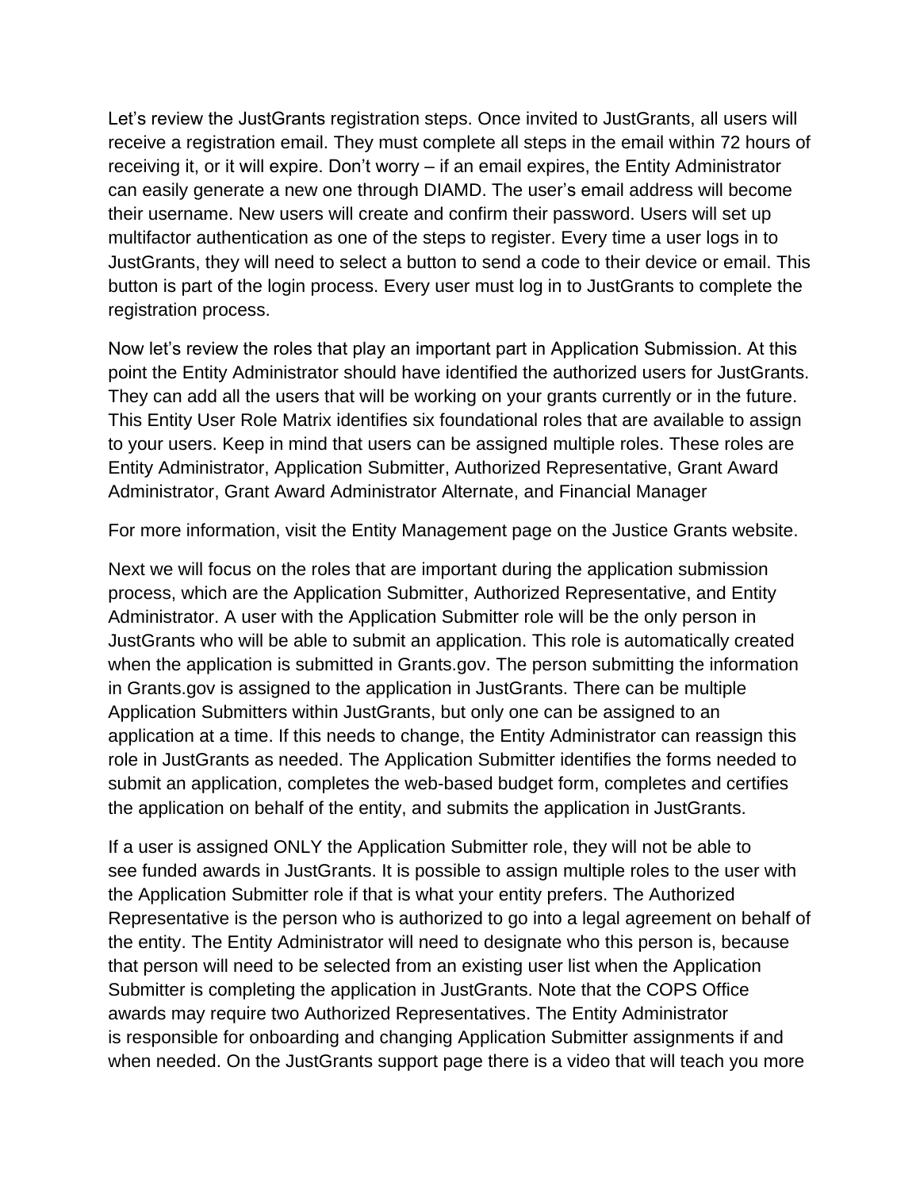Let's review the JustGrants registration steps. Once invited to JustGrants, all users will receive a registration email. They must complete all steps in the email within 72 hours of receiving it, or it will expire. Don't worry – if an email expires, the Entity Administrator can easily generate a new one through DIAMD. The user's email address will become their username. New users will create and confirm their password. Users will set up multifactor authentication as one of the steps to register. Every time a user logs in to JustGrants, they will need to select a button to send a code to their device or email. This button is part of the login process. Every user must log in to JustGrants to complete the registration process.

Now let's review the roles that play an important part in Application Submission. At this point the Entity Administrator should have identified the authorized users for JustGrants. They can add all the users that will be working on your grants currently or in the future. This Entity User Role Matrix identifies six foundational roles that are available to assign to your users. Keep in mind that users can be assigned multiple roles. These roles are Entity Administrator, Application Submitter, Authorized Representative, Grant Award Administrator, Grant Award Administrator Alternate, and Financial Manager

For more information, visit the Entity Management page on the Justice Grants website.

Next we will focus on the roles that are important during the application submission process, which are the Application Submitter, Authorized Representative, and Entity Administrator. A user with the Application Submitter role will be the only person in JustGrants who will be able to submit an application. This role is automatically created when the application is submitted in Grants.gov. The person submitting the information in Grants.gov is assigned to the application in JustGrants. There can be multiple Application Submitters within JustGrants, but only one can be assigned to an application at a time. If this needs to change, the Entity Administrator can reassign this role in JustGrants as needed. The Application Submitter identifies the forms needed to submit an application, completes the web-based budget form, completes and certifies the application on behalf of the entity, and submits the application in JustGrants.

If a user is assigned ONLY the Application Submitter role, they will not be able to see funded awards in JustGrants. It is possible to assign multiple roles to the user with the Application Submitter role if that is what your entity prefers. The Authorized Representative is the person who is authorized to go into a legal agreement on behalf of the entity. The Entity Administrator will need to designate who this person is, because that person will need to be selected from an existing user list when the Application Submitter is completing the application in JustGrants. Note that the COPS Office awards may require two Authorized Representatives. The Entity Administrator is responsible for onboarding and changing Application Submitter assignments if and when needed. On the JustGrants support page there is a video that will teach you more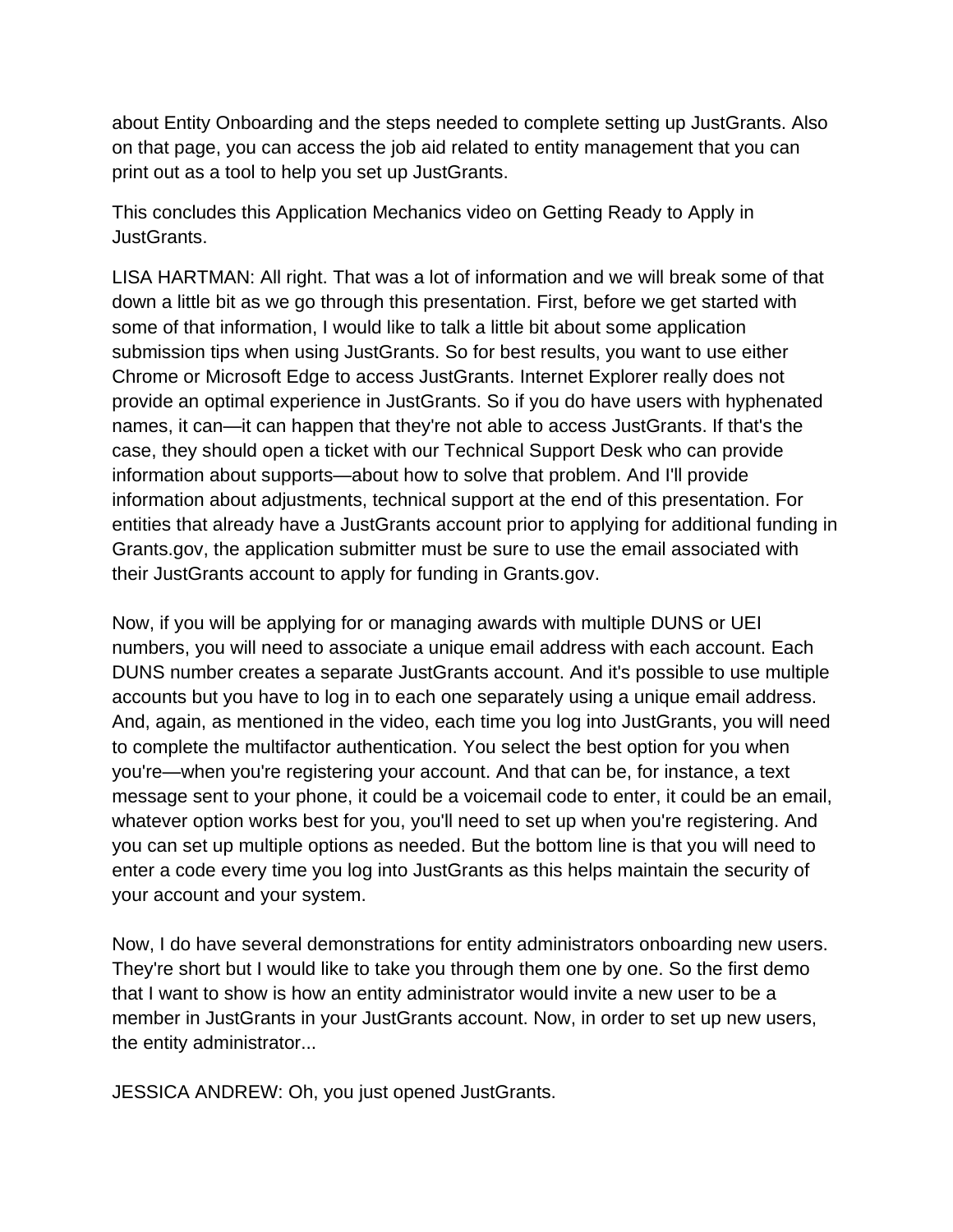about Entity Onboarding and the steps needed to complete setting up JustGrants. Also on that page, you can access the job aid related to entity management that you can print out as a tool to help you set up JustGrants.

This concludes this Application Mechanics video on Getting Ready to Apply in JustGrants.

LISA HARTMAN: All right. That was a lot of information and we will break some of that down a little bit as we go through this presentation. First, before we get started with some of that information, I would like to talk a little bit about some application submission tips when using JustGrants. So for best results, you want to use either Chrome or Microsoft Edge to access JustGrants. Internet Explorer really does not provide an optimal experience in JustGrants. So if you do have users with hyphenated names, it can—it can happen that they're not able to access JustGrants. If that's the case, they should open a ticket with our Technical Support Desk who can provide information about supports—about how to solve that problem. And I'll provide information about adjustments, technical support at the end of this presentation. For entities that already have a JustGrants account prior to applying for additional funding in Grants.gov, the application submitter must be sure to use the email associated with their JustGrants account to apply for funding in Grants.gov.

Now, if you will be applying for or managing awards with multiple DUNS or UEI numbers, you will need to associate a unique email address with each account. Each DUNS number creates a separate JustGrants account. And it's possible to use multiple accounts but you have to log in to each one separately using a unique email address. And, again, as mentioned in the video, each time you log into JustGrants, you will need to complete the multifactor authentication. You select the best option for you when you're—when you're registering your account. And that can be, for instance, a text message sent to your phone, it could be a voicemail code to enter, it could be an email, whatever option works best for you, you'll need to set up when you're registering. And you can set up multiple options as needed. But the bottom line is that you will need to enter a code every time you log into JustGrants as this helps maintain the security of your account and your system.

Now, I do have several demonstrations for entity administrators onboarding new users. They're short but I would like to take you through them one by one. So the first demo that I want to show is how an entity administrator would invite a new user to be a member in JustGrants in your JustGrants account. Now, in order to set up new users, the entity administrator...

JESSICA ANDREW: Oh, you just opened JustGrants.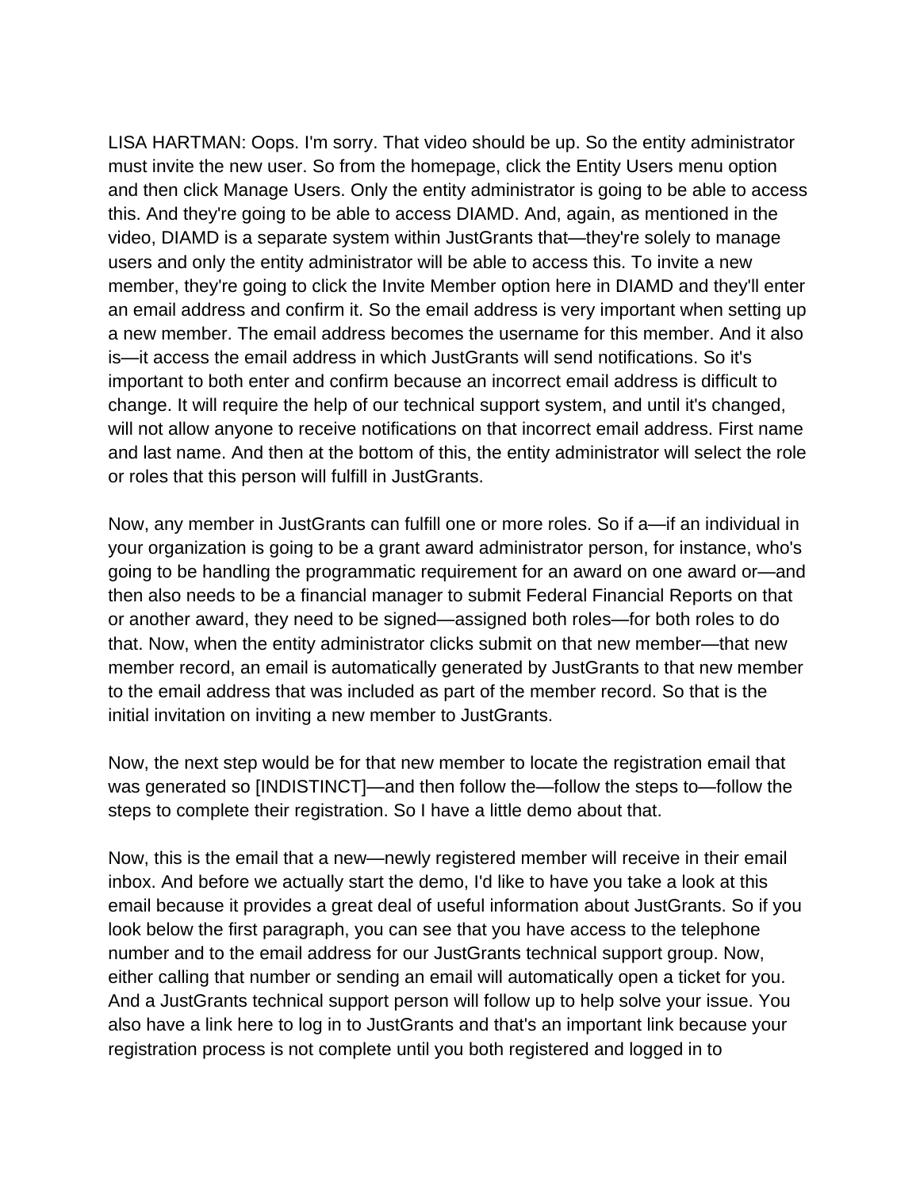LISA HARTMAN: Oops. I'm sorry. That video should be up. So the entity administrator must invite the new user. So from the homepage, click the Entity Users menu option and then click Manage Users. Only the entity administrator is going to be able to access this. And they're going to be able to access DIAMD. And, again, as mentioned in the video, DIAMD is a separate system within JustGrants that—they're solely to manage users and only the entity administrator will be able to access this. To invite a new member, they're going to click the Invite Member option here in DIAMD and they'll enter an email address and confirm it. So the email address is very important when setting up a new member. The email address becomes the username for this member. And it also is—it access the email address in which JustGrants will send notifications. So it's important to both enter and confirm because an incorrect email address is difficult to change. It will require the help of our technical support system, and until it's changed, will not allow anyone to receive notifications on that incorrect email address. First name and last name. And then at the bottom of this, the entity administrator will select the role or roles that this person will fulfill in JustGrants.

Now, any member in JustGrants can fulfill one or more roles. So if a—if an individual in your organization is going to be a grant award administrator person, for instance, who's going to be handling the programmatic requirement for an award on one award or—and then also needs to be a financial manager to submit Federal Financial Reports on that or another award, they need to be signed—assigned both roles—for both roles to do that. Now, when the entity administrator clicks submit on that new member—that new member record, an email is automatically generated by JustGrants to that new member to the email address that was included as part of the member record. So that is the initial invitation on inviting a new member to JustGrants.

Now, the next step would be for that new member to locate the registration email that was generated so [INDISTINCT]—and then follow the—follow the steps to—follow the steps to complete their registration. So I have a little demo about that.

Now, this is the email that a new—newly registered member will receive in their email inbox. And before we actually start the demo, I'd like to have you take a look at this email because it provides a great deal of useful information about JustGrants. So if you look below the first paragraph, you can see that you have access to the telephone number and to the email address for our JustGrants technical support group. Now, either calling that number or sending an email will automatically open a ticket for you. And a JustGrants technical support person will follow up to help solve your issue. You also have a link here to log in to JustGrants and that's an important link because your registration process is not complete until you both registered and logged in to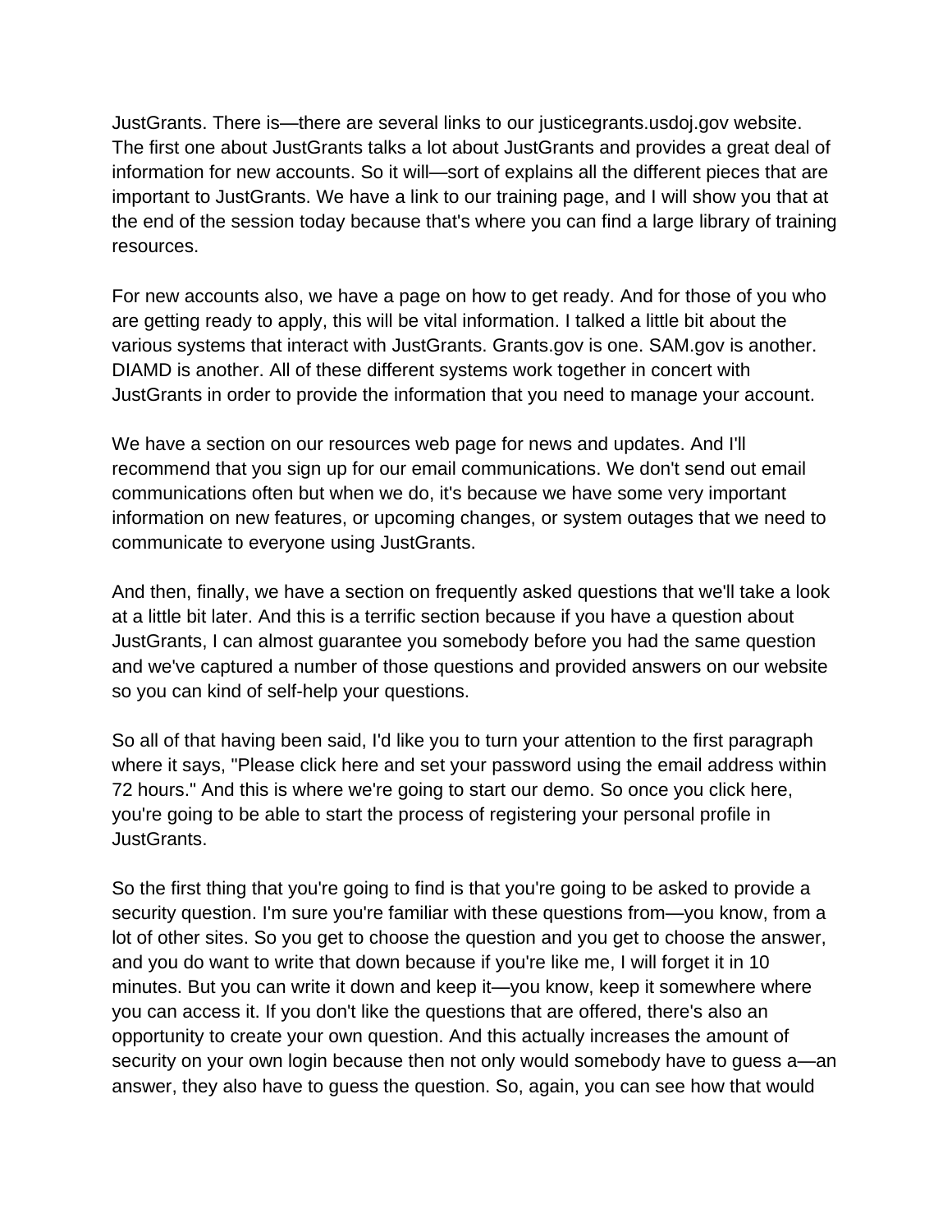JustGrants. There is—there are several links to our justicegrants.usdoj.gov website. The first one about JustGrants talks a lot about JustGrants and provides a great deal of information for new accounts. So it will—sort of explains all the different pieces that are important to JustGrants. We have a link to our training page, and I will show you that at the end of the session today because that's where you can find a large library of training resources.

For new accounts also, we have a page on how to get ready. And for those of you who are getting ready to apply, this will be vital information. I talked a little bit about the various systems that interact with JustGrants. Grants.gov is one. SAM.gov is another. DIAMD is another. All of these different systems work together in concert with JustGrants in order to provide the information that you need to manage your account.

We have a section on our resources web page for news and updates. And I'll recommend that you sign up for our email communications. We don't send out email communications often but when we do, it's because we have some very important information on new features, or upcoming changes, or system outages that we need to communicate to everyone using JustGrants.

And then, finally, we have a section on frequently asked questions that we'll take a look at a little bit later. And this is a terrific section because if you have a question about JustGrants, I can almost guarantee you somebody before you had the same question and we've captured a number of those questions and provided answers on our website so you can kind of self-help your questions.

So all of that having been said, I'd like you to turn your attention to the first paragraph where it says, "Please click here and set your password using the email address within 72 hours." And this is where we're going to start our demo. So once you click here, you're going to be able to start the process of registering your personal profile in JustGrants.

So the first thing that you're going to find is that you're going to be asked to provide a security question. I'm sure you're familiar with these questions from—you know, from a lot of other sites. So you get to choose the question and you get to choose the answer, and you do want to write that down because if you're like me, I will forget it in 10 minutes. But you can write it down and keep it—you know, keep it somewhere where you can access it. If you don't like the questions that are offered, there's also an opportunity to create your own question. And this actually increases the amount of security on your own login because then not only would somebody have to guess a—an answer, they also have to guess the question. So, again, you can see how that would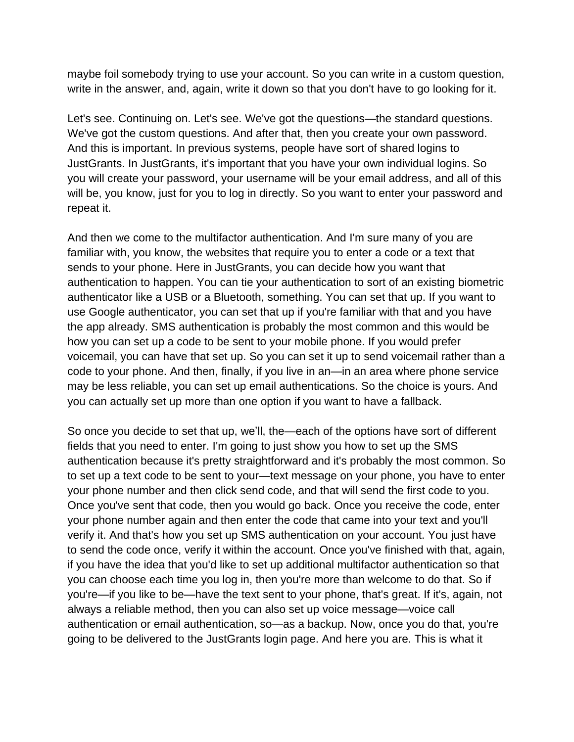maybe foil somebody trying to use your account. So you can write in a custom question, write in the answer, and, again, write it down so that you don't have to go looking for it.

Let's see. Continuing on. Let's see. We've got the questions—the standard questions. We've got the custom questions. And after that, then you create your own password. And this is important. In previous systems, people have sort of shared logins to JustGrants. In JustGrants, it's important that you have your own individual logins. So you will create your password, your username will be your email address, and all of this will be, you know, just for you to log in directly. So you want to enter your password and repeat it.

And then we come to the multifactor authentication. And I'm sure many of you are familiar with, you know, the websites that require you to enter a code or a text that sends to your phone. Here in JustGrants, you can decide how you want that authentication to happen. You can tie your authentication to sort of an existing biometric authenticator like a USB or a Bluetooth, something. You can set that up. If you want to use Google authenticator, you can set that up if you're familiar with that and you have the app already. SMS authentication is probably the most common and this would be how you can set up a code to be sent to your mobile phone. If you would prefer voicemail, you can have that set up. So you can set it up to send voicemail rather than a code to your phone. And then, finally, if you live in an—in an area where phone service may be less reliable, you can set up email authentications. So the choice is yours. And you can actually set up more than one option if you want to have a fallback.

So once you decide to set that up, we'll, the—each of the options have sort of different fields that you need to enter. I'm going to just show you how to set up the SMS authentication because it's pretty straightforward and it's probably the most common. So to set up a text code to be sent to your—text message on your phone, you have to enter your phone number and then click send code, and that will send the first code to you. Once you've sent that code, then you would go back. Once you receive the code, enter your phone number again and then enter the code that came into your text and you'll verify it. And that's how you set up SMS authentication on your account. You just have to send the code once, verify it within the account. Once you've finished with that, again, if you have the idea that you'd like to set up additional multifactor authentication so that you can choose each time you log in, then you're more than welcome to do that. So if you're—if you like to be—have the text sent to your phone, that's great. If it's, again, not always a reliable method, then you can also set up voice message—voice call authentication or email authentication, so—as a backup. Now, once you do that, you're going to be delivered to the JustGrants login page. And here you are. This is what it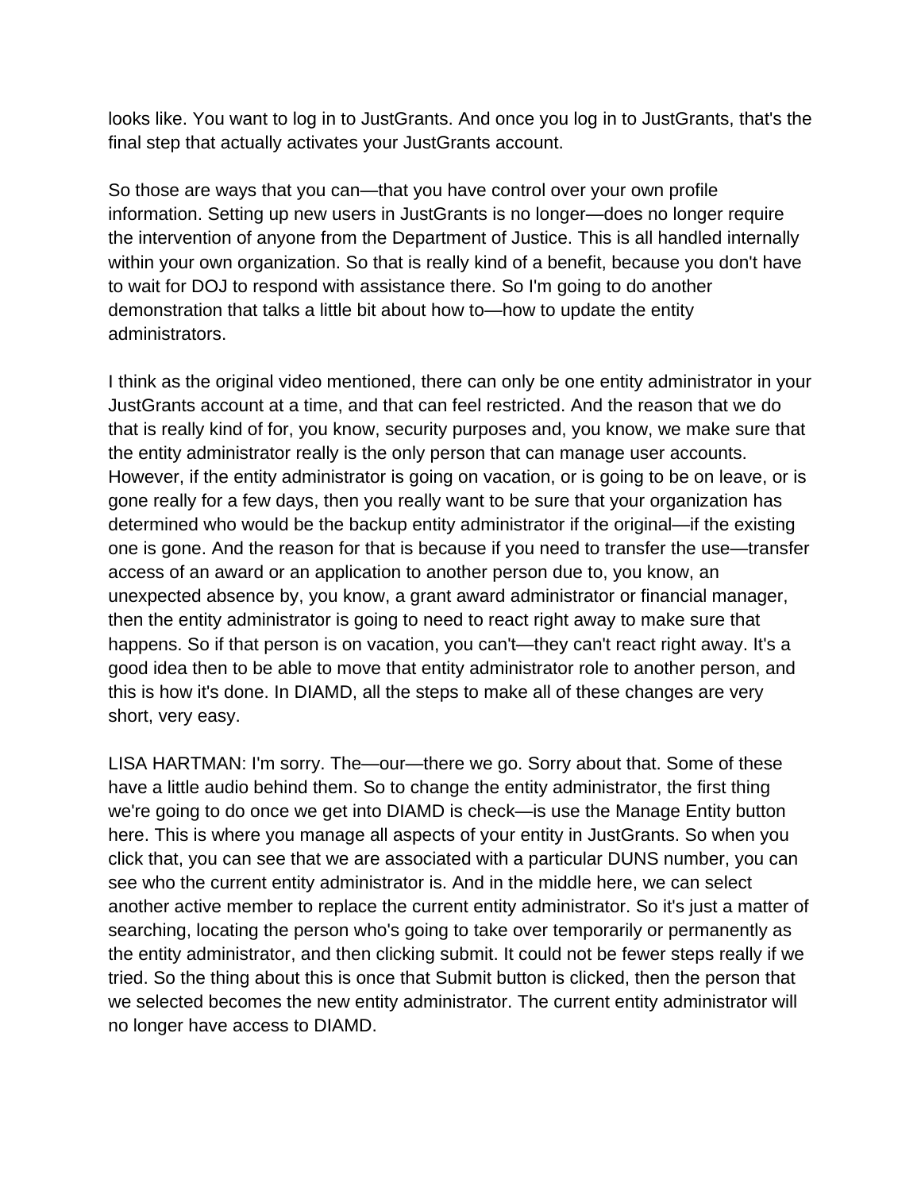looks like. You want to log in to JustGrants. And once you log in to JustGrants, that's the final step that actually activates your JustGrants account.

So those are ways that you can—that you have control over your own profile information. Setting up new users in JustGrants is no longer—does no longer require the intervention of anyone from the Department of Justice. This is all handled internally within your own organization. So that is really kind of a benefit, because you don't have to wait for DOJ to respond with assistance there. So I'm going to do another demonstration that talks a little bit about how to—how to update the entity administrators.

I think as the original video mentioned, there can only be one entity administrator in your JustGrants account at a time, and that can feel restricted. And the reason that we do that is really kind of for, you know, security purposes and, you know, we make sure that the entity administrator really is the only person that can manage user accounts. However, if the entity administrator is going on vacation, or is going to be on leave, or is gone really for a few days, then you really want to be sure that your organization has determined who would be the backup entity administrator if the original—if the existing one is gone. And the reason for that is because if you need to transfer the use—transfer access of an award or an application to another person due to, you know, an unexpected absence by, you know, a grant award administrator or financial manager, then the entity administrator is going to need to react right away to make sure that happens. So if that person is on vacation, you can't—they can't react right away. It's a good idea then to be able to move that entity administrator role to another person, and this is how it's done. In DIAMD, all the steps to make all of these changes are very short, very easy.

LISA HARTMAN: I'm sorry. The—our—there we go. Sorry about that. Some of these have a little audio behind them. So to change the entity administrator, the first thing we're going to do once we get into DIAMD is check—is use the Manage Entity button here. This is where you manage all aspects of your entity in JustGrants. So when you click that, you can see that we are associated with a particular DUNS number, you can see who the current entity administrator is. And in the middle here, we can select another active member to replace the current entity administrator. So it's just a matter of searching, locating the person who's going to take over temporarily or permanently as the entity administrator, and then clicking submit. It could not be fewer steps really if we tried. So the thing about this is once that Submit button is clicked, then the person that we selected becomes the new entity administrator. The current entity administrator will no longer have access to DIAMD.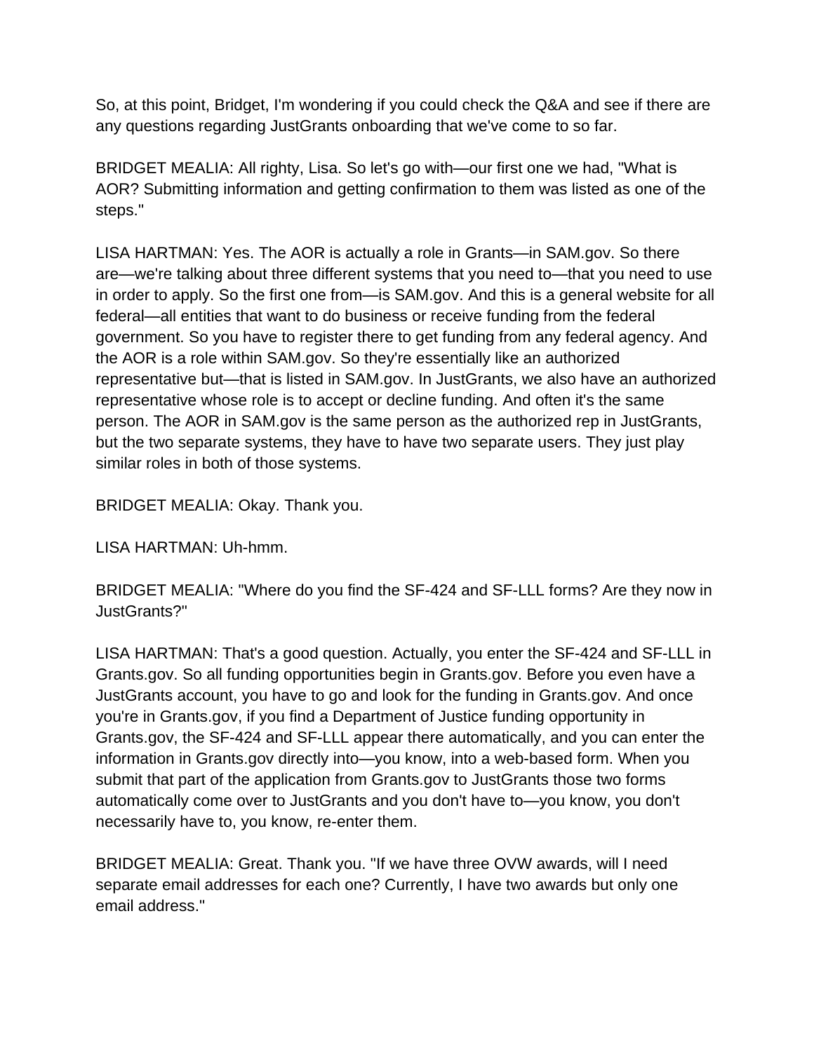So, at this point, Bridget, I'm wondering if you could check the Q&A and see if there are any questions regarding JustGrants onboarding that we've come to so far.

BRIDGET MEALIA: All righty, Lisa. So let's go with—our first one we had, "What is AOR? Submitting information and getting confirmation to them was listed as one of the steps."

LISA HARTMAN: Yes. The AOR is actually a role in Grants—in SAM.gov. So there are—we're talking about three different systems that you need to—that you need to use in order to apply. So the first one from—is SAM.gov. And this is a general website for all federal—all entities that want to do business or receive funding from the federal government. So you have to register there to get funding from any federal agency. And the AOR is a role within SAM.gov. So they're essentially like an authorized representative but—that is listed in SAM.gov. In JustGrants, we also have an authorized representative whose role is to accept or decline funding. And often it's the same person. The AOR in SAM.gov is the same person as the authorized rep in JustGrants, but the two separate systems, they have to have two separate users. They just play similar roles in both of those systems.

BRIDGET MEALIA: Okay. Thank you.

LISA HARTMAN: Uh-hmm.

BRIDGET MEALIA: "Where do you find the SF-424 and SF-LLL forms? Are they now in JustGrants?"

LISA HARTMAN: That's a good question. Actually, you enter the SF-424 and SF-LLL in Grants.gov. So all funding opportunities begin in Grants.gov. Before you even have a JustGrants account, you have to go and look for the funding in Grants.gov. And once you're in Grants.gov, if you find a Department of Justice funding opportunity in Grants.gov, the SF-424 and SF-LLL appear there automatically, and you can enter the information in Grants.gov directly into—you know, into a web-based form. When you submit that part of the application from Grants.gov to JustGrants those two forms automatically come over to JustGrants and you don't have to—you know, you don't necessarily have to, you know, re-enter them.

BRIDGET MEALIA: Great. Thank you. "If we have three OVW awards, will I need separate email addresses for each one? Currently, I have two awards but only one email address."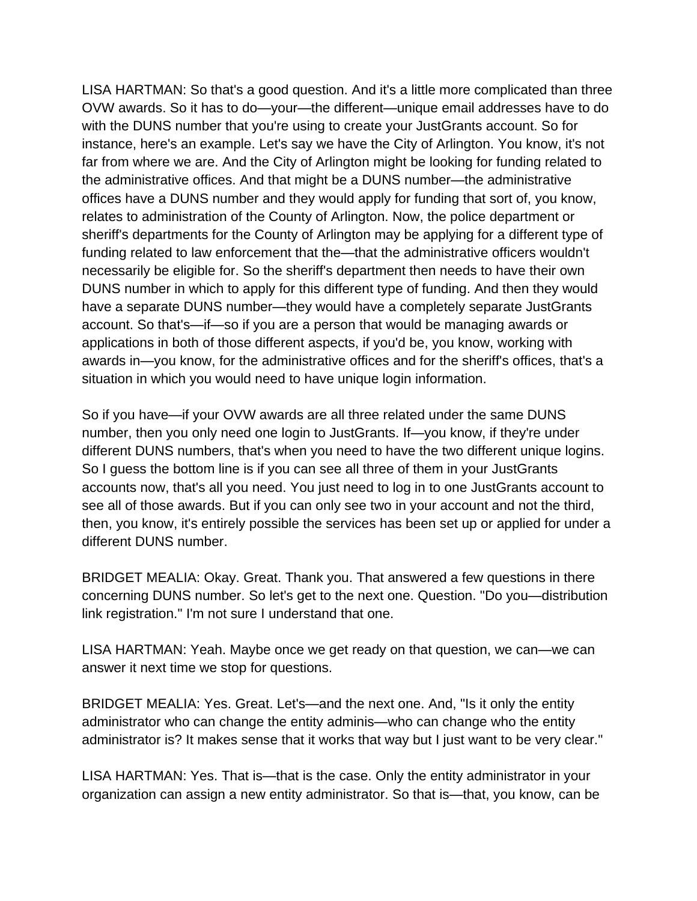LISA HARTMAN: So that's a good question. And it's a little more complicated than three OVW awards. So it has to do—your—the different—unique email addresses have to do with the DUNS number that you're using to create your JustGrants account. So for instance, here's an example. Let's say we have the City of Arlington. You know, it's not far from where we are. And the City of Arlington might be looking for funding related to the administrative offices. And that might be a DUNS number—the administrative offices have a DUNS number and they would apply for funding that sort of, you know, relates to administration of the County of Arlington. Now, the police department or sheriff's departments for the County of Arlington may be applying for a different type of funding related to law enforcement that the—that the administrative officers wouldn't necessarily be eligible for. So the sheriff's department then needs to have their own DUNS number in which to apply for this different type of funding. And then they would have a separate DUNS number—they would have a completely separate JustGrants account. So that's—if—so if you are a person that would be managing awards or applications in both of those different aspects, if you'd be, you know, working with awards in—you know, for the administrative offices and for the sheriff's offices, that's a situation in which you would need to have unique login information.

So if you have—if your OVW awards are all three related under the same DUNS number, then you only need one login to JustGrants. If—you know, if they're under different DUNS numbers, that's when you need to have the two different unique logins. So I guess the bottom line is if you can see all three of them in your JustGrants accounts now, that's all you need. You just need to log in to one JustGrants account to see all of those awards. But if you can only see two in your account and not the third, then, you know, it's entirely possible the services has been set up or applied for under a different DUNS number.

BRIDGET MEALIA: Okay. Great. Thank you. That answered a few questions in there concerning DUNS number. So let's get to the next one. Question. "Do you—distribution link registration." I'm not sure I understand that one.

LISA HARTMAN: Yeah. Maybe once we get ready on that question, we can—we can answer it next time we stop for questions.

BRIDGET MEALIA: Yes. Great. Let's—and the next one. And, "Is it only the entity administrator who can change the entity adminis—who can change who the entity administrator is? It makes sense that it works that way but I just want to be very clear."

LISA HARTMAN: Yes. That is—that is the case. Only the entity administrator in your organization can assign a new entity administrator. So that is—that, you know, can be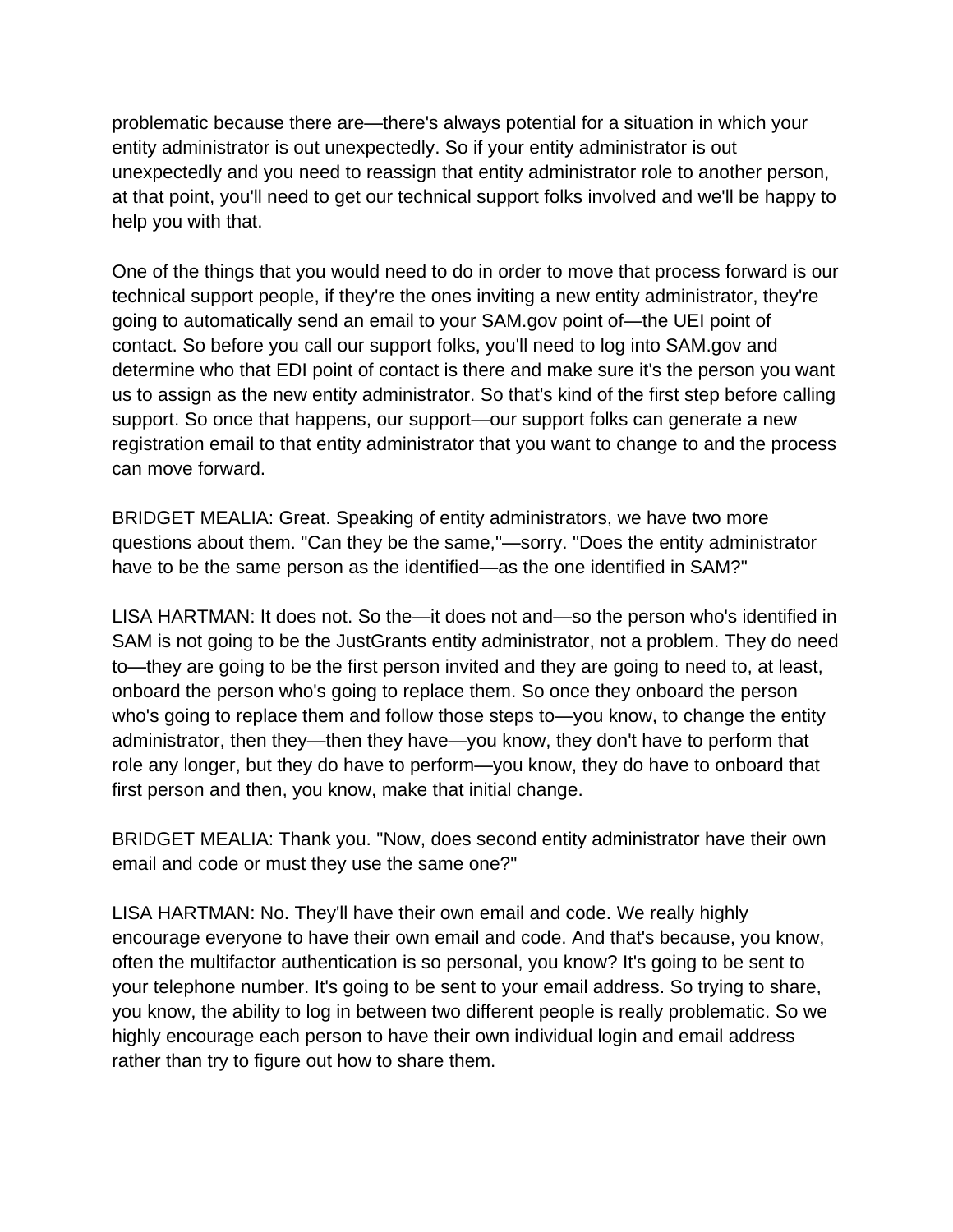problematic because there are—there's always potential for a situation in which your entity administrator is out unexpectedly. So if your entity administrator is out unexpectedly and you need to reassign that entity administrator role to another person, at that point, you'll need to get our technical support folks involved and we'll be happy to help you with that.

One of the things that you would need to do in order to move that process forward is our technical support people, if they're the ones inviting a new entity administrator, they're going to automatically send an email to your SAM.gov point of—the UEI point of contact. So before you call our support folks, you'll need to log into SAM.gov and determine who that EDI point of contact is there and make sure it's the person you want us to assign as the new entity administrator. So that's kind of the first step before calling support. So once that happens, our support—our support folks can generate a new registration email to that entity administrator that you want to change to and the process can move forward.

BRIDGET MEALIA: Great. Speaking of entity administrators, we have two more questions about them. "Can they be the same,"—sorry. "Does the entity administrator have to be the same person as the identified—as the one identified in SAM?"

LISA HARTMAN: It does not. So the—it does not and—so the person who's identified in SAM is not going to be the JustGrants entity administrator, not a problem. They do need to—they are going to be the first person invited and they are going to need to, at least, onboard the person who's going to replace them. So once they onboard the person who's going to replace them and follow those steps to—you know, to change the entity administrator, then they—then they have—you know, they don't have to perform that role any longer, but they do have to perform—you know, they do have to onboard that first person and then, you know, make that initial change.

BRIDGET MEALIA: Thank you. "Now, does second entity administrator have their own email and code or must they use the same one?"

LISA HARTMAN: No. They'll have their own email and code. We really highly encourage everyone to have their own email and code. And that's because, you know, often the multifactor authentication is so personal, you know? It's going to be sent to your telephone number. It's going to be sent to your email address. So trying to share, you know, the ability to log in between two different people is really problematic. So we highly encourage each person to have their own individual login and email address rather than try to figure out how to share them.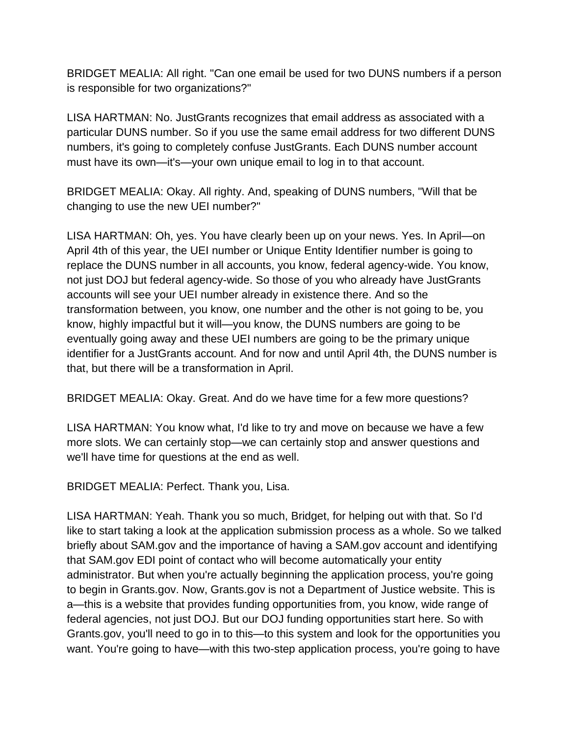BRIDGET MEALIA: All right. "Can one email be used for two DUNS numbers if a person is responsible for two organizations?"

LISA HARTMAN: No. JustGrants recognizes that email address as associated with a particular DUNS number. So if you use the same email address for two different DUNS numbers, it's going to completely confuse JustGrants. Each DUNS number account must have its own—it's—your own unique email to log in to that account.

BRIDGET MEALIA: Okay. All righty. And, speaking of DUNS numbers, "Will that be changing to use the new UEI number?"

LISA HARTMAN: Oh, yes. You have clearly been up on your news. Yes. In April—on April 4th of this year, the UEI number or Unique Entity Identifier number is going to replace the DUNS number in all accounts, you know, federal agency-wide. You know, not just DOJ but federal agency-wide. So those of you who already have JustGrants accounts will see your UEI number already in existence there. And so the transformation between, you know, one number and the other is not going to be, you know, highly impactful but it will—you know, the DUNS numbers are going to be eventually going away and these UEI numbers are going to be the primary unique identifier for a JustGrants account. And for now and until April 4th, the DUNS number is that, but there will be a transformation in April.

BRIDGET MEALIA: Okay. Great. And do we have time for a few more questions?

LISA HARTMAN: You know what, I'd like to try and move on because we have a few more slots. We can certainly stop—we can certainly stop and answer questions and we'll have time for questions at the end as well.

BRIDGET MEALIA: Perfect. Thank you, Lisa.

LISA HARTMAN: Yeah. Thank you so much, Bridget, for helping out with that. So I'd like to start taking a look at the application submission process as a whole. So we talked briefly about SAM.gov and the importance of having a SAM.gov account and identifying that SAM.gov EDI point of contact who will become automatically your entity administrator. But when you're actually beginning the application process, you're going to begin in Grants.gov. Now, Grants.gov is not a Department of Justice website. This is a—this is a website that provides funding opportunities from, you know, wide range of federal agencies, not just DOJ. But our DOJ funding opportunities start here. So with Grants.gov, you'll need to go in to this—to this system and look for the opportunities you want. You're going to have—with this two-step application process, you're going to have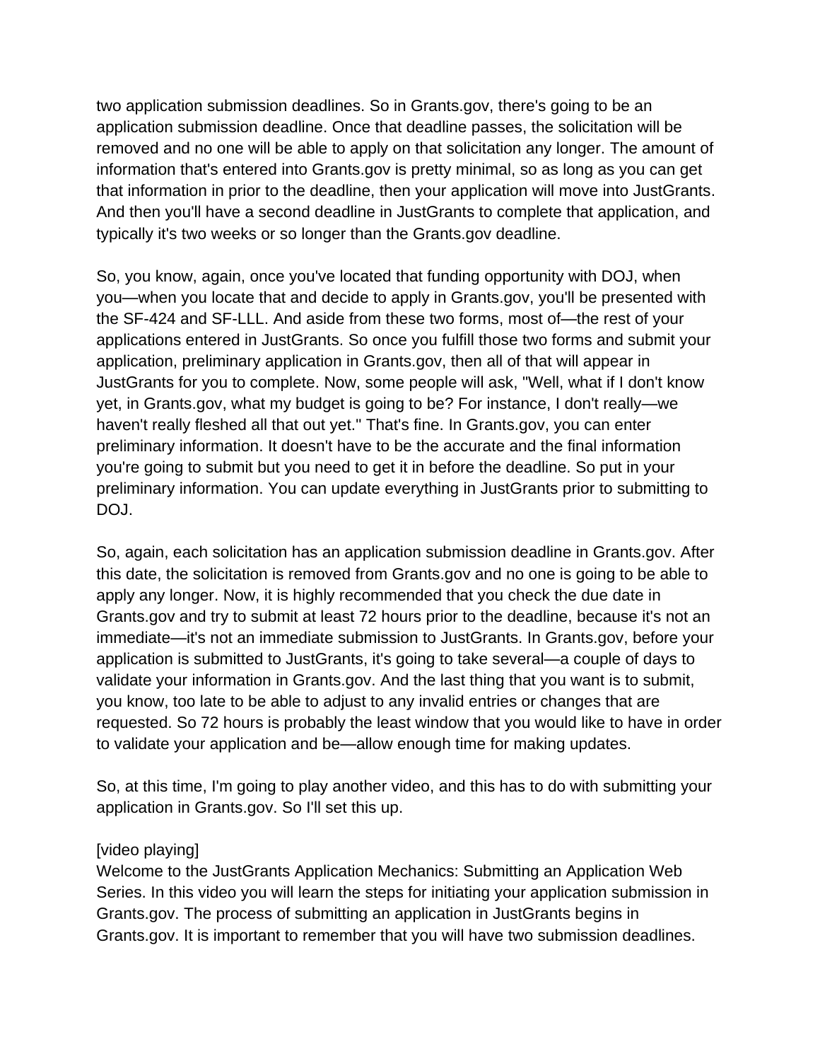two application submission deadlines. So in Grants.gov, there's going to be an application submission deadline. Once that deadline passes, the solicitation will be removed and no one will be able to apply on that solicitation any longer. The amount of information that's entered into Grants.gov is pretty minimal, so as long as you can get that information in prior to the deadline, then your application will move into JustGrants. And then you'll have a second deadline in JustGrants to complete that application, and typically it's two weeks or so longer than the Grants.gov deadline.

So, you know, again, once you've located that funding opportunity with DOJ, when you—when you locate that and decide to apply in Grants.gov, you'll be presented with the SF-424 and SF-LLL. And aside from these two forms, most of—the rest of your applications entered in JustGrants. So once you fulfill those two forms and submit your application, preliminary application in Grants.gov, then all of that will appear in JustGrants for you to complete. Now, some people will ask, "Well, what if I don't know yet, in Grants.gov, what my budget is going to be? For instance, I don't really—we haven't really fleshed all that out yet." That's fine. In Grants.gov, you can enter preliminary information. It doesn't have to be the accurate and the final information you're going to submit but you need to get it in before the deadline. So put in your preliminary information. You can update everything in JustGrants prior to submitting to DOJ.

So, again, each solicitation has an application submission deadline in Grants.gov. After this date, the solicitation is removed from Grants.gov and no one is going to be able to apply any longer. Now, it is highly recommended that you check the due date in Grants.gov and try to submit at least 72 hours prior to the deadline, because it's not an immediate—it's not an immediate submission to JustGrants. In Grants.gov, before your application is submitted to JustGrants, it's going to take several—a couple of days to validate your information in Grants.gov. And the last thing that you want is to submit, you know, too late to be able to adjust to any invalid entries or changes that are requested. So 72 hours is probably the least window that you would like to have in order to validate your application and be—allow enough time for making updates.

So, at this time, I'm going to play another video, and this has to do with submitting your application in Grants.gov. So I'll set this up.

[video playing]
Welcome to the JustGrants Application Mechanics: Submitting an Application Web Series. In this video you will learn the steps for initiating your application submission in Grants.gov. The process of submitting an application in JustGrants begins in Grants.gov. It is important to remember that you will have two submission deadlines.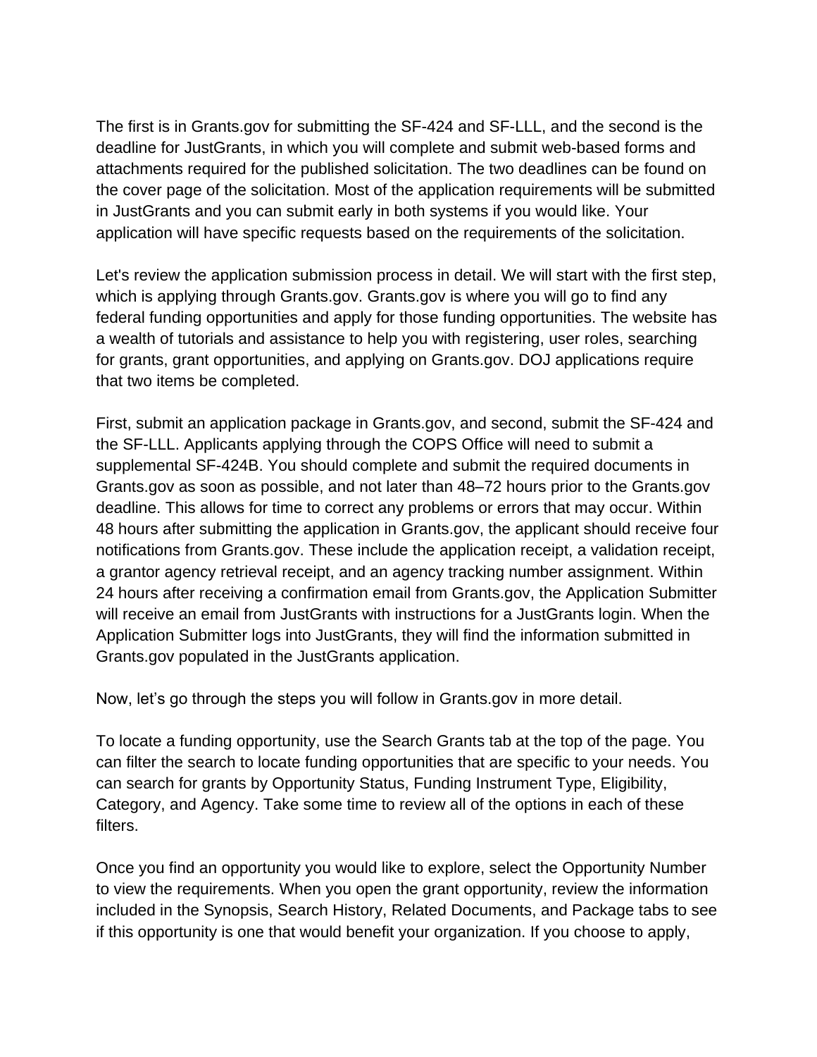The first is in Grants.gov for submitting the SF-424 and SF-LLL, and the second is the deadline for JustGrants, in which you will complete and submit web-based forms and attachments required for the published solicitation. The two deadlines can be found on the cover page of the solicitation. Most of the application requirements will be submitted in JustGrants and you can submit early in both systems if you would like. Your application will have specific requests based on the requirements of the solicitation.

Let's review the application submission process in detail. We will start with the first step, which is applying through Grants.gov. Grants.gov is where you will go to find any federal funding opportunities and apply for those funding opportunities. The website has a wealth of tutorials and assistance to help you with registering, user roles, searching for grants, grant opportunities, and applying on Grants.gov. DOJ applications require that two items be completed.

First, submit an application package in Grants.gov, and second, submit the SF-424 and the SF-LLL. Applicants applying through the COPS Office will need to submit a supplemental SF-424B. You should complete and submit the required documents in Grants.gov as soon as possible, and not later than 48–72 hours prior to the Grants.gov deadline. This allows for time to correct any problems or errors that may occur. Within 48 hours after submitting the application in Grants.gov, the applicant should receive four notifications from Grants.gov. These include the application receipt, a validation receipt, a grantor agency retrieval receipt, and an agency tracking number assignment. Within 24 hours after receiving a confirmation email from Grants.gov, the Application Submitter will receive an email from JustGrants with instructions for a JustGrants login. When the Application Submitter logs into JustGrants, they will find the information submitted in Grants.gov populated in the JustGrants application.

Now, let's go through the steps you will follow in Grants.gov in more detail.

To locate a funding opportunity, use the Search Grants tab at the top of the page. You can filter the search to locate funding opportunities that are specific to your needs. You can search for grants by Opportunity Status, Funding Instrument Type, Eligibility, Category, and Agency. Take some time to review all of the options in each of these filters.

Once you find an opportunity you would like to explore, select the Opportunity Number to view the requirements. When you open the grant opportunity, review the information included in the Synopsis, Search History, Related Documents, and Package tabs to see if this opportunity is one that would benefit your organization. If you choose to apply,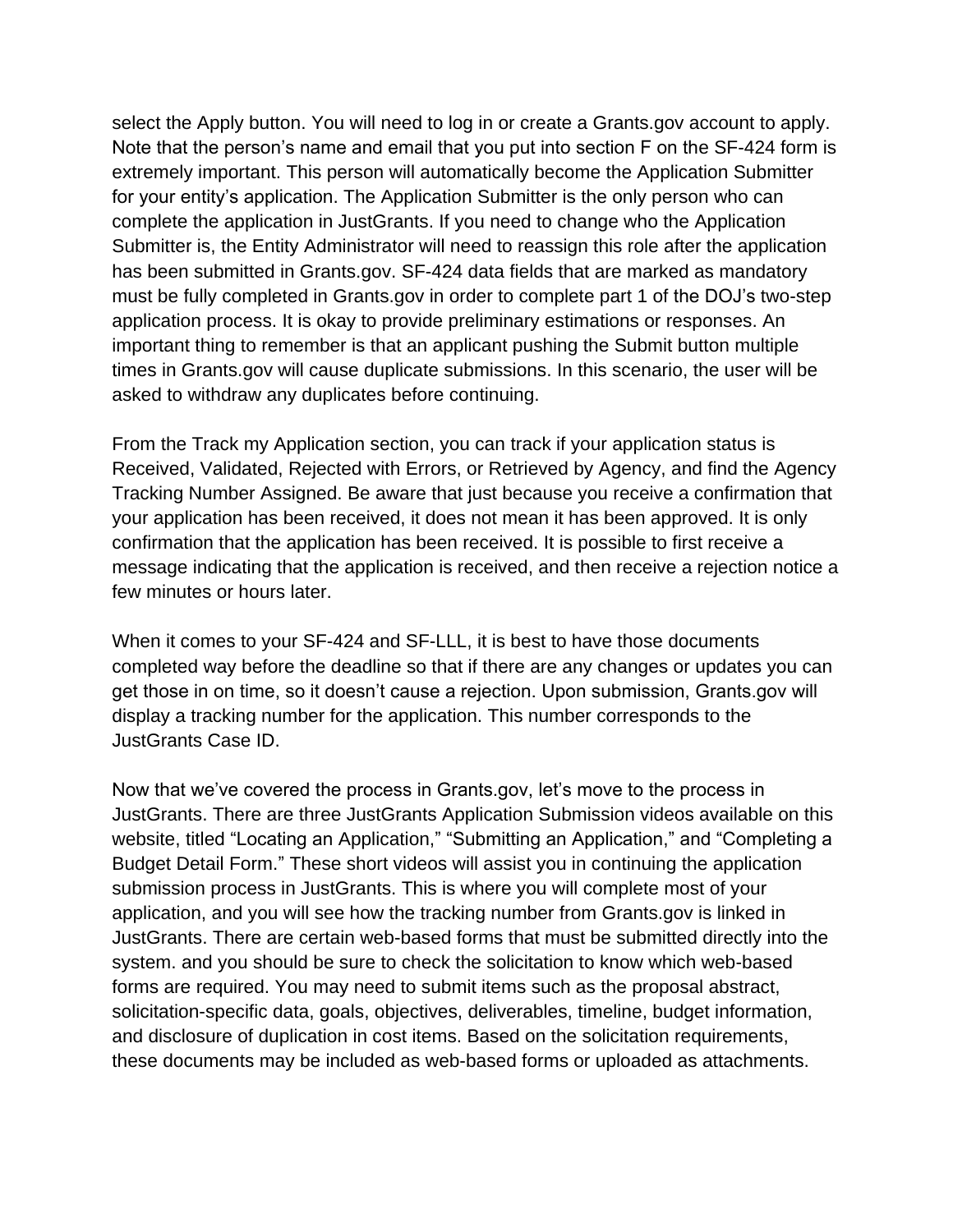select the Apply button. You will need to log in or create a Grants.gov account to apply. Note that the person's name and email that you put into section F on the SF-424 form is extremely important. This person will automatically become the Application Submitter for your entity's application. The Application Submitter is the only person who can complete the application in JustGrants. If you need to change who the Application Submitter is, the Entity Administrator will need to reassign this role after the application has been submitted in Grants.gov. SF-424 data fields that are marked as mandatory must be fully completed in Grants.gov in order to complete part 1 of the DOJ's two-step application process. It is okay to provide preliminary estimations or responses. An important thing to remember is that an applicant pushing the Submit button multiple times in Grants.gov will cause duplicate submissions. In this scenario, the user will be asked to withdraw any duplicates before continuing.

From the Track my Application section, you can track if your application status is Received, Validated, Rejected with Errors, or Retrieved by Agency, and find the Agency Tracking Number Assigned. Be aware that just because you receive a confirmation that your application has been received, it does not mean it has been approved. It is only confirmation that the application has been received. It is possible to first receive a message indicating that the application is received, and then receive a rejection notice a few minutes or hours later.

When it comes to your SF-424 and SF-LLL, it is best to have those documents completed way before the deadline so that if there are any changes or updates you can get those in on time, so it doesn't cause a rejection. Upon submission, Grants.gov will display a tracking number for the application. This number corresponds to the JustGrants Case ID.

Now that we've covered the process in Grants.gov, let's move to the process in JustGrants. There are three JustGrants Application Submission videos available on this website, titled "Locating an Application," "Submitting an Application," and "Completing a Budget Detail Form." These short videos will assist you in continuing the application submission process in JustGrants. This is where you will complete most of your application, and you will see how the tracking number from Grants.gov is linked in JustGrants. There are certain web-based forms that must be submitted directly into the system. and you should be sure to check the solicitation to know which web-based forms are required. You may need to submit items such as the proposal abstract, solicitation-specific data, goals, objectives, deliverables, timeline, budget information, and disclosure of duplication in cost items. Based on the solicitation requirements, these documents may be included as web-based forms or uploaded as attachments.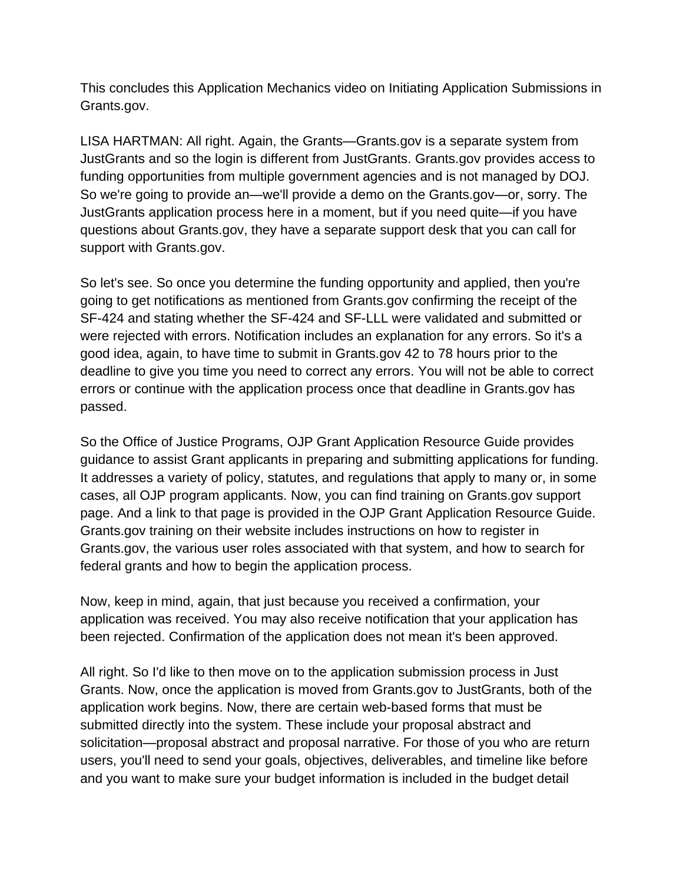This concludes this Application Mechanics video on Initiating Application Submissions in Grants.gov.

LISA HARTMAN: All right. Again, the Grants—Grants.gov is a separate system from JustGrants and so the login is different from JustGrants. Grants.gov provides access to funding opportunities from multiple government agencies and is not managed by DOJ. So we're going to provide an—we'll provide a demo on the Grants.gov—or, sorry. The JustGrants application process here in a moment, but if you need quite—if you have questions about Grants.gov, they have a separate support desk that you can call for support with Grants.gov.

So let's see. So once you determine the funding opportunity and applied, then you're going to get notifications as mentioned from Grants.gov confirming the receipt of the SF-424 and stating whether the SF-424 and SF-LLL were validated and submitted or were rejected with errors. Notification includes an explanation for any errors. So it's a good idea, again, to have time to submit in Grants.gov 42 to 78 hours prior to the deadline to give you time you need to correct any errors. You will not be able to correct errors or continue with the application process once that deadline in Grants.gov has passed.

So the Office of Justice Programs, OJP Grant Application Resource Guide provides guidance to assist Grant applicants in preparing and submitting applications for funding. It addresses a variety of policy, statutes, and regulations that apply to many or, in some cases, all OJP program applicants. Now, you can find training on Grants.gov support page. And a link to that page is provided in the OJP Grant Application Resource Guide. Grants.gov training on their website includes instructions on how to register in Grants.gov, the various user roles associated with that system, and how to search for federal grants and how to begin the application process.

Now, keep in mind, again, that just because you received a confirmation, your application was received. You may also receive notification that your application has been rejected. Confirmation of the application does not mean it's been approved.

All right. So I'd like to then move on to the application submission process in Just Grants. Now, once the application is moved from Grants.gov to JustGrants, both of the application work begins. Now, there are certain web-based forms that must be submitted directly into the system. These include your proposal abstract and solicitation—proposal abstract and proposal narrative. For those of you who are return users, you'll need to send your goals, objectives, deliverables, and timeline like before and you want to make sure your budget information is included in the budget detail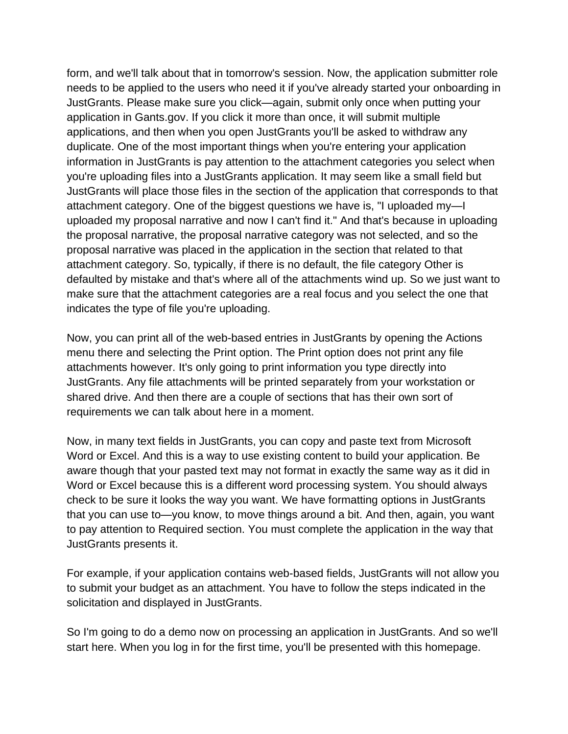form, and we'll talk about that in tomorrow's session. Now, the application submitter role needs to be applied to the users who need it if you've already started your onboarding in JustGrants. Please make sure you click—again, submit only once when putting your application in Gants.gov. If you click it more than once, it will submit multiple applications, and then when you open JustGrants you'll be asked to withdraw any duplicate. One of the most important things when you're entering your application information in JustGrants is pay attention to the attachment categories you select when you're uploading files into a JustGrants application. It may seem like a small field but JustGrants will place those files in the section of the application that corresponds to that attachment category. One of the biggest questions we have is, "I uploaded my—I uploaded my proposal narrative and now I can't find it." And that's because in uploading the proposal narrative, the proposal narrative category was not selected, and so the proposal narrative was placed in the application in the section that related to that attachment category. So, typically, if there is no default, the file category Other is defaulted by mistake and that's where all of the attachments wind up. So we just want to make sure that the attachment categories are a real focus and you select the one that indicates the type of file you're uploading.

Now, you can print all of the web-based entries in JustGrants by opening the Actions menu there and selecting the Print option. The Print option does not print any file attachments however. It's only going to print information you type directly into JustGrants. Any file attachments will be printed separately from your workstation or shared drive. And then there are a couple of sections that has their own sort of requirements we can talk about here in a moment.

Now, in many text fields in JustGrants, you can copy and paste text from Microsoft Word or Excel. And this is a way to use existing content to build your application. Be aware though that your pasted text may not format in exactly the same way as it did in Word or Excel because this is a different word processing system. You should always check to be sure it looks the way you want. We have formatting options in JustGrants that you can use to—you know, to move things around a bit. And then, again, you want to pay attention to Required section. You must complete the application in the way that JustGrants presents it.

For example, if your application contains web-based fields, JustGrants will not allow you to submit your budget as an attachment. You have to follow the steps indicated in the solicitation and displayed in JustGrants.

So I'm going to do a demo now on processing an application in JustGrants. And so we'll start here. When you log in for the first time, you'll be presented with this homepage.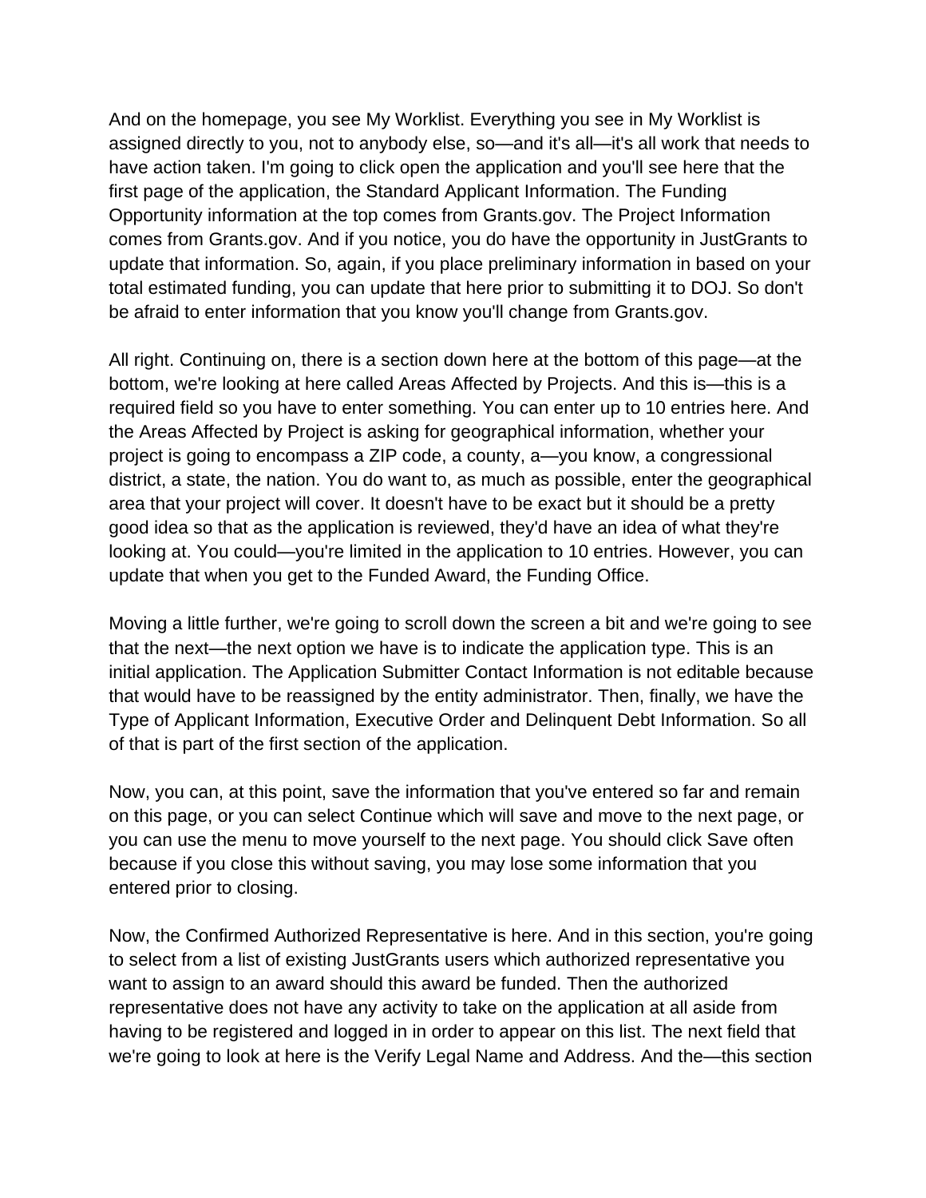And on the homepage, you see My Worklist. Everything you see in My Worklist is assigned directly to you, not to anybody else, so—and it's all—it's all work that needs to have action taken. I'm going to click open the application and you'll see here that the first page of the application, the Standard Applicant Information. The Funding Opportunity information at the top comes from Grants.gov. The Project Information comes from Grants.gov. And if you notice, you do have the opportunity in JustGrants to update that information. So, again, if you place preliminary information in based on your total estimated funding, you can update that here prior to submitting it to DOJ. So don't be afraid to enter information that you know you'll change from Grants.gov.

All right. Continuing on, there is a section down here at the bottom of this page—at the bottom, we're looking at here called Areas Affected by Projects. And this is—this is a required field so you have to enter something. You can enter up to 10 entries here. And the Areas Affected by Project is asking for geographical information, whether your project is going to encompass a ZIP code, a county, a—you know, a congressional district, a state, the nation. You do want to, as much as possible, enter the geographical area that your project will cover. It doesn't have to be exact but it should be a pretty good idea so that as the application is reviewed, they'd have an idea of what they're looking at. You could—you're limited in the application to 10 entries. However, you can update that when you get to the Funded Award, the Funding Office.

Moving a little further, we're going to scroll down the screen a bit and we're going to see that the next—the next option we have is to indicate the application type. This is an initial application. The Application Submitter Contact Information is not editable because that would have to be reassigned by the entity administrator. Then, finally, we have the Type of Applicant Information, Executive Order and Delinquent Debt Information. So all of that is part of the first section of the application.

Now, you can, at this point, save the information that you've entered so far and remain on this page, or you can select Continue which will save and move to the next page, or you can use the menu to move yourself to the next page. You should click Save often because if you close this without saving, you may lose some information that you entered prior to closing.

Now, the Confirmed Authorized Representative is here. And in this section, you're going to select from a list of existing JustGrants users which authorized representative you want to assign to an award should this award be funded. Then the authorized representative does not have any activity to take on the application at all aside from having to be registered and logged in in order to appear on this list. The next field that we're going to look at here is the Verify Legal Name and Address. And the—this section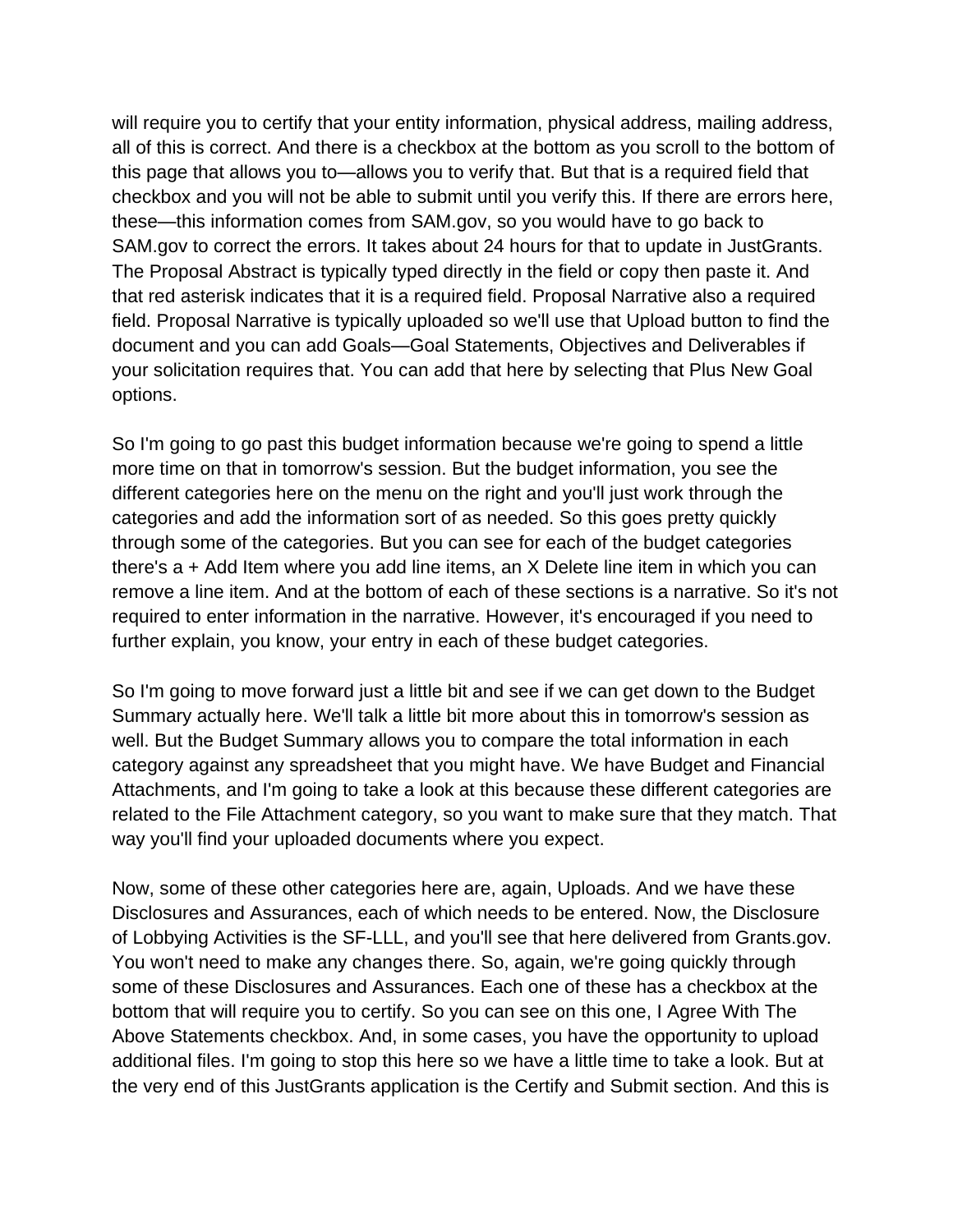will require you to certify that your entity information, physical address, mailing address, all of this is correct. And there is a checkbox at the bottom as you scroll to the bottom of this page that allows you to—allows you to verify that. But that is a required field that checkbox and you will not be able to submit until you verify this. If there are errors here, these—this information comes from SAM.gov, so you would have to go back to SAM.gov to correct the errors. It takes about 24 hours for that to update in JustGrants. The Proposal Abstract is typically typed directly in the field or copy then paste it. And that red asterisk indicates that it is a required field. Proposal Narrative also a required field. Proposal Narrative is typically uploaded so we'll use that Upload button to find the document and you can add Goals—Goal Statements, Objectives and Deliverables if your solicitation requires that. You can add that here by selecting that Plus New Goal options.

So I'm going to go past this budget information because we're going to spend a little more time on that in tomorrow's session. But the budget information, you see the different categories here on the menu on the right and you'll just work through the categories and add the information sort of as needed. So this goes pretty quickly through some of the categories. But you can see for each of the budget categories there's a + Add Item where you add line items, an X Delete line item in which you can remove a line item. And at the bottom of each of these sections is a narrative. So it's not required to enter information in the narrative. However, it's encouraged if you need to further explain, you know, your entry in each of these budget categories.

So I'm going to move forward just a little bit and see if we can get down to the Budget Summary actually here. We'll talk a little bit more about this in tomorrow's session as well. But the Budget Summary allows you to compare the total information in each category against any spreadsheet that you might have. We have Budget and Financial Attachments, and I'm going to take a look at this because these different categories are related to the File Attachment category, so you want to make sure that they match. That way you'll find your uploaded documents where you expect.

Now, some of these other categories here are, again, Uploads. And we have these Disclosures and Assurances, each of which needs to be entered. Now, the Disclosure of Lobbying Activities is the SF-LLL, and you'll see that here delivered from Grants.gov. You won't need to make any changes there. So, again, we're going quickly through some of these Disclosures and Assurances. Each one of these has a checkbox at the bottom that will require you to certify. So you can see on this one, I Agree With The Above Statements checkbox. And, in some cases, you have the opportunity to upload additional files. I'm going to stop this here so we have a little time to take a look. But at the very end of this JustGrants application is the Certify and Submit section. And this is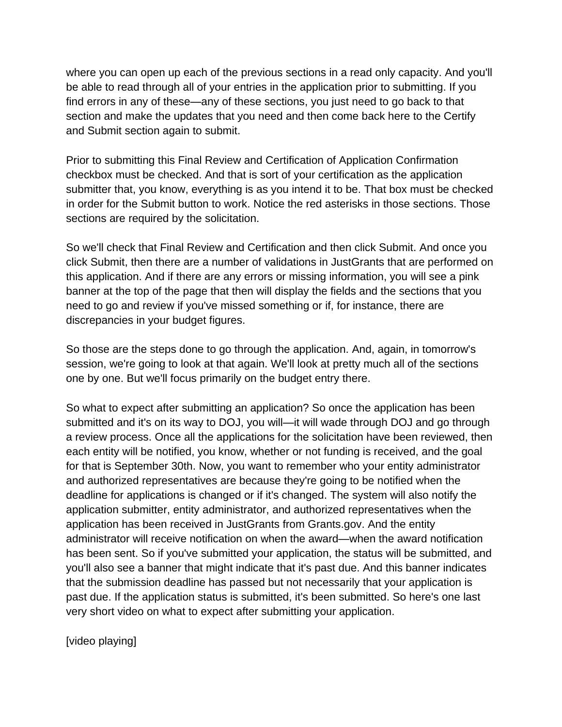where you can open up each of the previous sections in a read only capacity. And you'll be able to read through all of your entries in the application prior to submitting. If you find errors in any of these—any of these sections, you just need to go back to that section and make the updates that you need and then come back here to the Certify and Submit section again to submit.

Prior to submitting this Final Review and Certification of Application Confirmation checkbox must be checked. And that is sort of your certification as the application submitter that, you know, everything is as you intend it to be. That box must be checked in order for the Submit button to work. Notice the red asterisks in those sections. Those sections are required by the solicitation.

So we'll check that Final Review and Certification and then click Submit. And once you click Submit, then there are a number of validations in JustGrants that are performed on this application. And if there are any errors or missing information, you will see a pink banner at the top of the page that then will display the fields and the sections that you need to go and review if you've missed something or if, for instance, there are discrepancies in your budget figures.

So those are the steps done to go through the application. And, again, in tomorrow's session, we're going to look at that again. We'll look at pretty much all of the sections one by one. But we'll focus primarily on the budget entry there.

So what to expect after submitting an application? So once the application has been submitted and it's on its way to DOJ, you will—it will wade through DOJ and go through a review process. Once all the applications for the solicitation have been reviewed, then each entity will be notified, you know, whether or not funding is received, and the goal for that is September 30th. Now, you want to remember who your entity administrator and authorized representatives are because they're going to be notified when the deadline for applications is changed or if it's changed. The system will also notify the application submitter, entity administrator, and authorized representatives when the application has been received in JustGrants from Grants.gov. And the entity administrator will receive notification on when the award—when the award notification has been sent. So if you've submitted your application, the status will be submitted, and you'll also see a banner that might indicate that it's past due. And this banner indicates that the submission deadline has passed but not necessarily that your application is past due. If the application status is submitted, it's been submitted. So here's one last very short video on what to expect after submitting your application.

[video playing]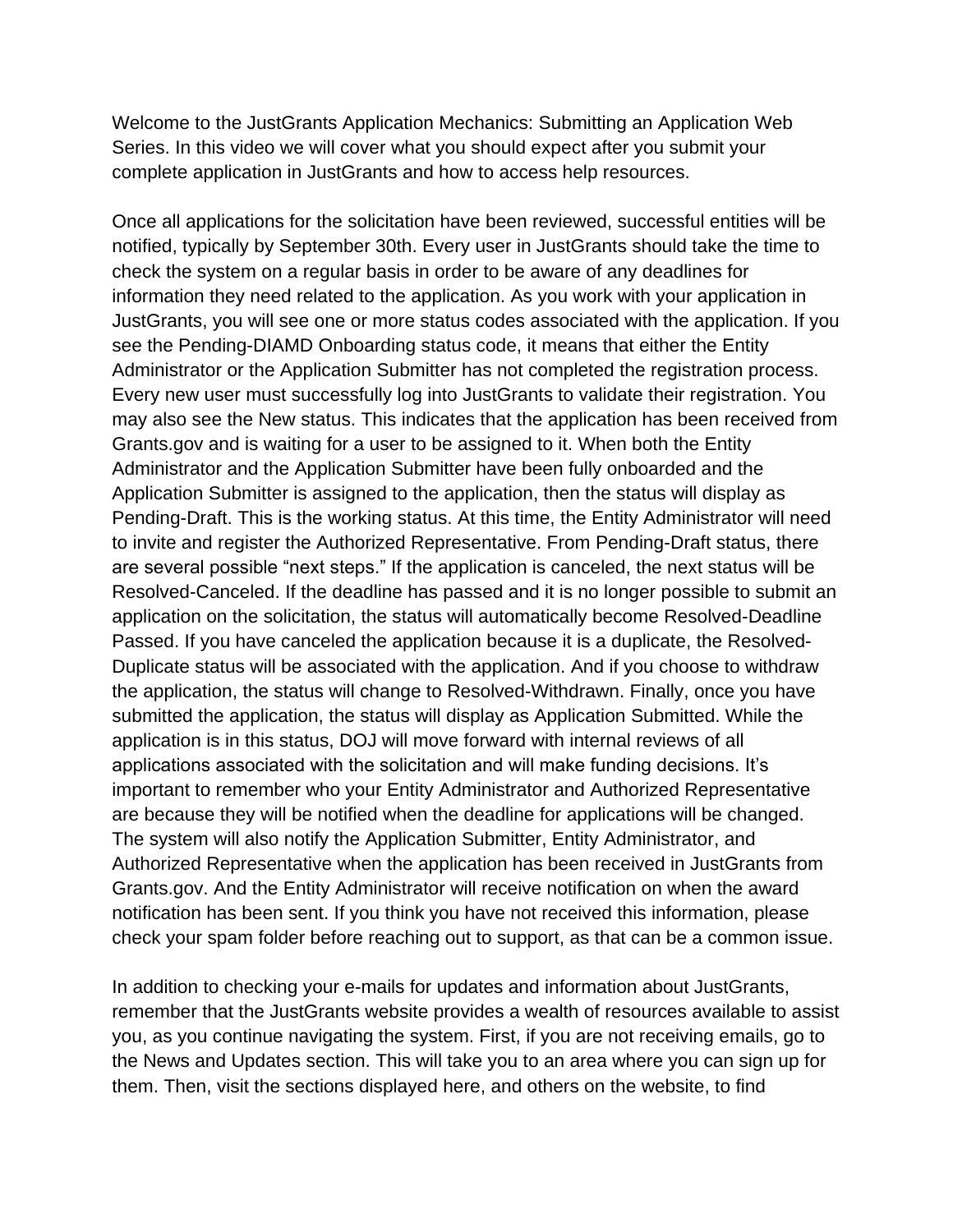Welcome to the JustGrants Application Mechanics: Submitting an Application Web Series. In this video we will cover what you should expect after you submit your complete application in JustGrants and how to access help resources.

Once all applications for the solicitation have been reviewed, successful entities will be notified, typically by September 30th. Every user in JustGrants should take the time to check the system on a regular basis in order to be aware of any deadlines for information they need related to the application. As you work with your application in JustGrants, you will see one or more status codes associated with the application. If you see the Pending-DIAMD Onboarding status code, it means that either the Entity Administrator or the Application Submitter has not completed the registration process. Every new user must successfully log into JustGrants to validate their registration. You may also see the New status. This indicates that the application has been received from Grants.gov and is waiting for a user to be assigned to it. When both the Entity Administrator and the Application Submitter have been fully onboarded and the Application Submitter is assigned to the application, then the status will display as Pending-Draft. This is the working status. At this time, the Entity Administrator will need to invite and register the Authorized Representative. From Pending-Draft status, there are several possible "next steps." If the application is canceled, the next status will be Resolved-Canceled. If the deadline has passed and it is no longer possible to submit an application on the solicitation, the status will automatically become Resolved-Deadline Passed. If you have canceled the application because it is a duplicate, the Resolved-Duplicate status will be associated with the application. And if you choose to withdraw the application, the status will change to Resolved-Withdrawn. Finally, once you have submitted the application, the status will display as Application Submitted. While the application is in this status, DOJ will move forward with internal reviews of all applications associated with the solicitation and will make funding decisions. It's important to remember who your Entity Administrator and Authorized Representative are because they will be notified when the deadline for applications will be changed. The system will also notify the Application Submitter, Entity Administrator, and Authorized Representative when the application has been received in JustGrants from Grants.gov. And the Entity Administrator will receive notification on when the award notification has been sent. If you think you have not received this information, please check your spam folder before reaching out to support, as that can be a common issue.

In addition to checking your e-mails for updates and information about JustGrants, remember that the JustGrants website provides a wealth of resources available to assist you, as you continue navigating the system. First, if you are not receiving emails, go to the News and Updates section. This will take you to an area where you can sign up for them. Then, visit the sections displayed here, and others on the website, to find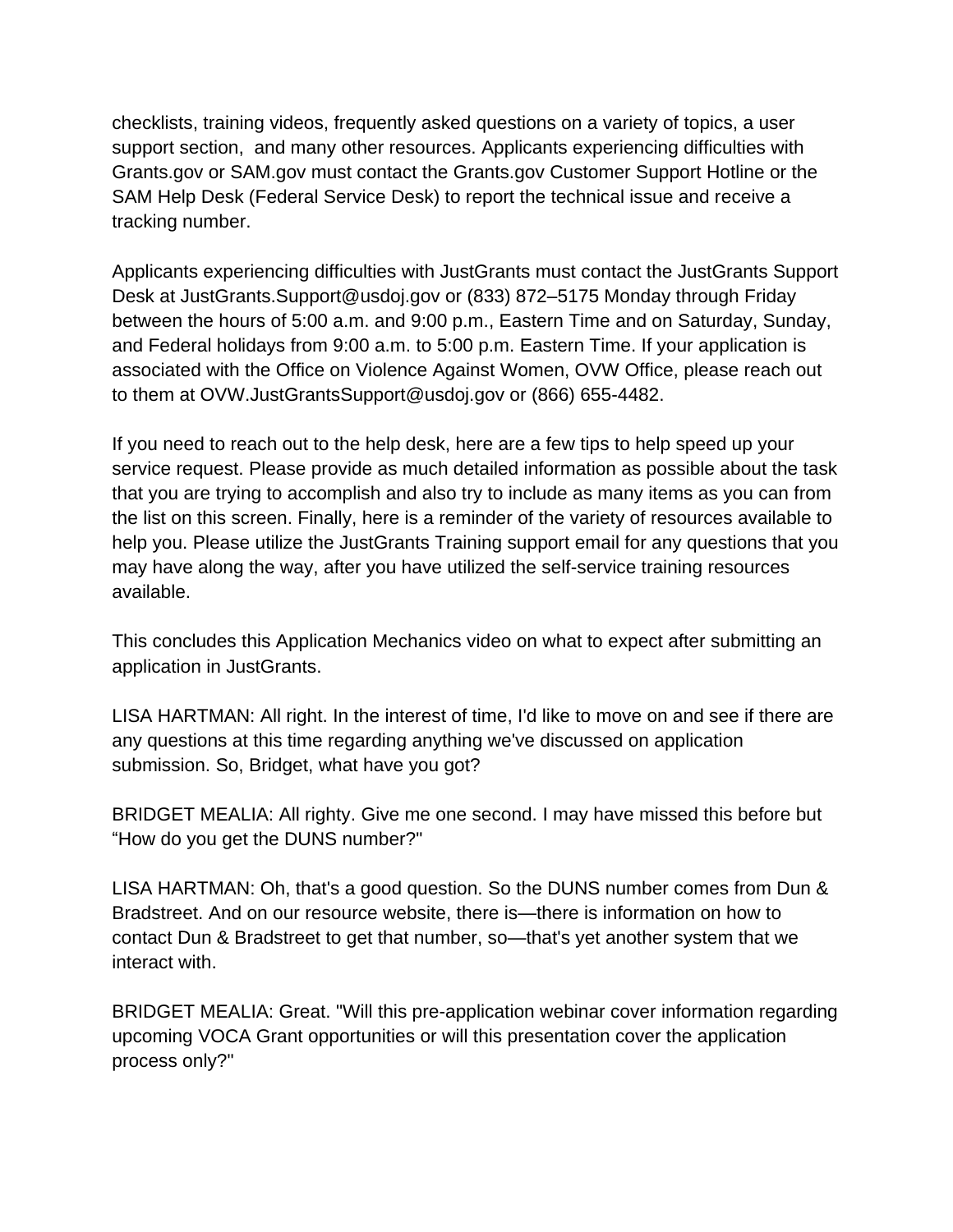checklists, training videos, frequently asked questions on a variety of topics, a user support section,  and many other resources. Applicants experiencing difficulties with Grants.gov or SAM.gov must contact the Grants.gov Customer Support Hotline or the SAM Help Desk (Federal Service Desk) to report the technical issue and receive a tracking number.

Applicants experiencing difficulties with JustGrants must contact the JustGrants Support Desk at JustGrants.Support@usdoj.gov or (833) 872–5175 Monday through Friday between the hours of 5:00 a.m. and 9:00 p.m., Eastern Time and on Saturday, Sunday, and Federal holidays from 9:00 a.m. to 5:00 p.m. Eastern Time. If your application is associated with the Office on Violence Against Women, OVW Office, please reach out to them at OVW.JustGrantsSupport@usdoj.gov or (866) 655-4482.

If you need to reach out to the help desk, here are a few tips to help speed up your service request. Please provide as much detailed information as possible about the task that you are trying to accomplish and also try to include as many items as you can from the list on this screen. Finally, here is a reminder of the variety of resources available to help you. Please utilize the JustGrants Training support email for any questions that you may have along the way, after you have utilized the self-service training resources available.

This concludes this Application Mechanics video on what to expect after submitting an application in JustGrants.

LISA HARTMAN: All right. In the interest of time, I'd like to move on and see if there are any questions at this time regarding anything we've discussed on application submission. So, Bridget, what have you got?

BRIDGET MEALIA: All righty. Give me one second. I may have missed this before but “How do you get the DUNS number?"

LISA HARTMAN: Oh, that's a good question. So the DUNS number comes from Dun & Bradstreet. And on our resource website, there is—there is information on how to contact Dun & Bradstreet to get that number, so—that's yet another system that we interact with.

BRIDGET MEALIA: Great. "Will this pre-application webinar cover information regarding upcoming VOCA Grant opportunities or will this presentation cover the application process only?"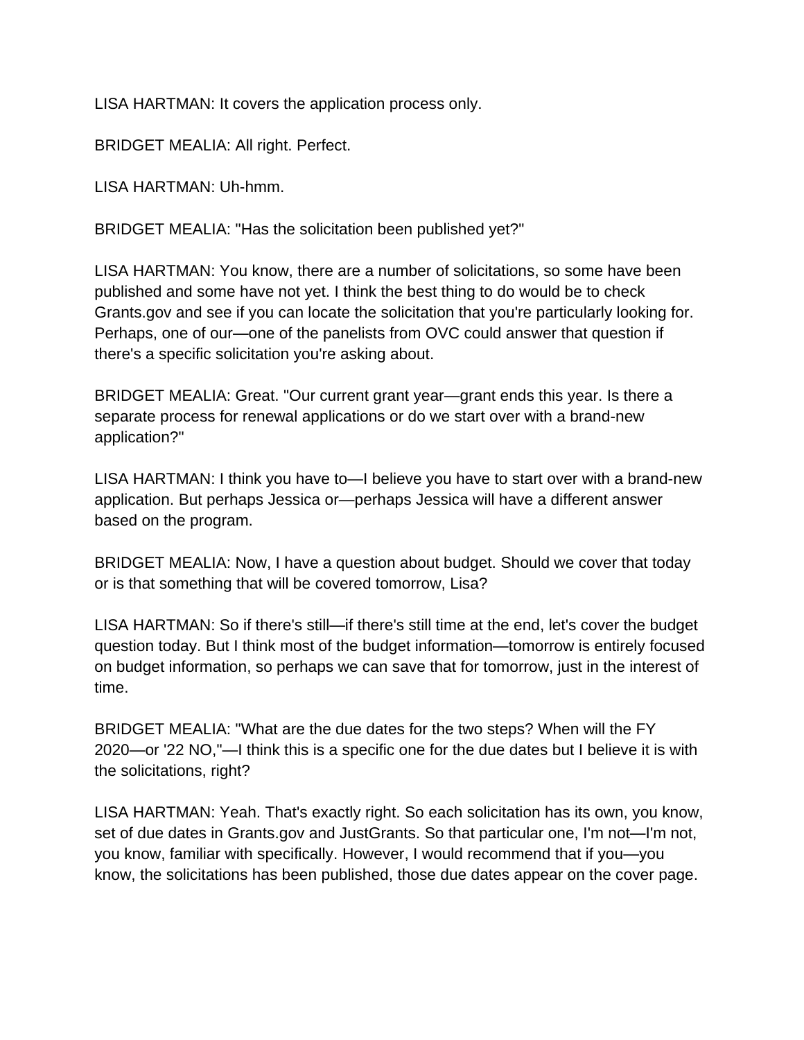LISA HARTMAN: It covers the application process only.

BRIDGET MEALIA: All right. Perfect.

LISA HARTMAN: Uh-hmm.

BRIDGET MEALIA: "Has the solicitation been published yet?"

LISA HARTMAN: You know, there are a number of solicitations, so some have been published and some have not yet. I think the best thing to do would be to check Grants.gov and see if you can locate the solicitation that you're particularly looking for. Perhaps, one of our—one of the panelists from OVC could answer that question if there's a specific solicitation you're asking about.

BRIDGET MEALIA: Great. "Our current grant year—grant ends this year. Is there a separate process for renewal applications or do we start over with a brand-new application?"

LISA HARTMAN: I think you have to—I believe you have to start over with a brand-new application. But perhaps Jessica or—perhaps Jessica will have a different answer based on the program.

BRIDGET MEALIA: Now, I have a question about budget. Should we cover that today or is that something that will be covered tomorrow, Lisa?

LISA HARTMAN: So if there's still—if there's still time at the end, let's cover the budget question today. But I think most of the budget information—tomorrow is entirely focused on budget information, so perhaps we can save that for tomorrow, just in the interest of time.

BRIDGET MEALIA: "What are the due dates for the two steps? When will the FY 2020—or '22 NO,"—I think this is a specific one for the due dates but I believe it is with the solicitations, right?

LISA HARTMAN: Yeah. That's exactly right. So each solicitation has its own, you know, set of due dates in Grants.gov and JustGrants. So that particular one, I'm not—I'm not, you know, familiar with specifically. However, I would recommend that if you—you know, the solicitations has been published, those due dates appear on the cover page.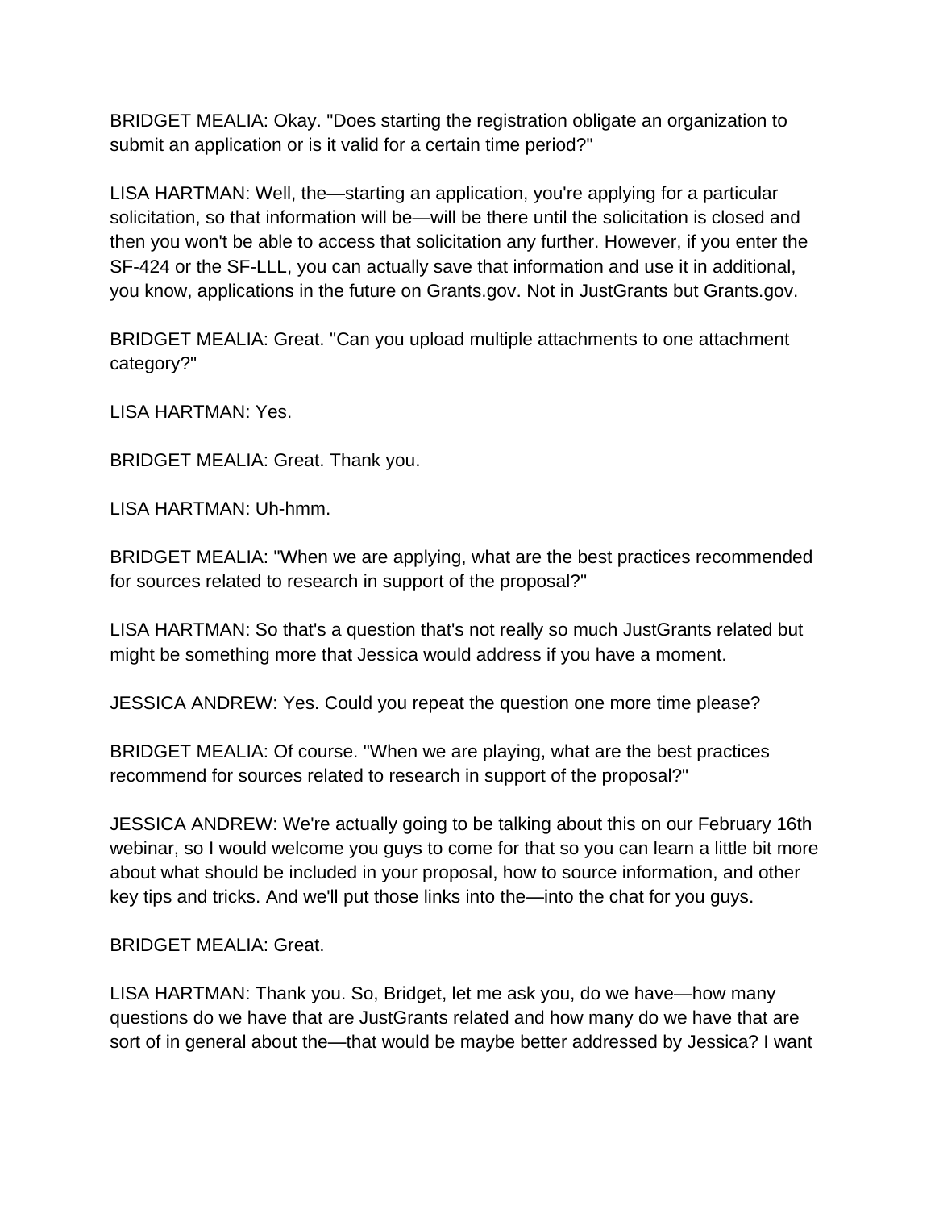BRIDGET MEALIA: Okay. "Does starting the registration obligate an organization to submit an application or is it valid for a certain time period?"

LISA HARTMAN: Well, the—starting an application, you're applying for a particular solicitation, so that information will be—will be there until the solicitation is closed and then you won't be able to access that solicitation any further. However, if you enter the SF-424 or the SF-LLL, you can actually save that information and use it in additional, you know, applications in the future on Grants.gov. Not in JustGrants but Grants.gov.

BRIDGET MEALIA: Great. "Can you upload multiple attachments to one attachment category?"

LISA HARTMAN: Yes.

BRIDGET MEALIA: Great. Thank you.

LISA HARTMAN: Uh-hmm.

BRIDGET MEALIA: "When we are applying, what are the best practices recommended for sources related to research in support of the proposal?"

LISA HARTMAN: So that's a question that's not really so much JustGrants related but might be something more that Jessica would address if you have a moment.

JESSICA ANDREW: Yes. Could you repeat the question one more time please?

BRIDGET MEALIA: Of course. "When we are playing, what are the best practices recommend for sources related to research in support of the proposal?"

JESSICA ANDREW: We're actually going to be talking about this on our February 16th webinar, so I would welcome you guys to come for that so you can learn a little bit more about what should be included in your proposal, how to source information, and other key tips and tricks. And we'll put those links into the—into the chat for you guys.

BRIDGET MEALIA: Great.

LISA HARTMAN: Thank you. So, Bridget, let me ask you, do we have—how many questions do we have that are JustGrants related and how many do we have that are sort of in general about the—that would be maybe better addressed by Jessica? I want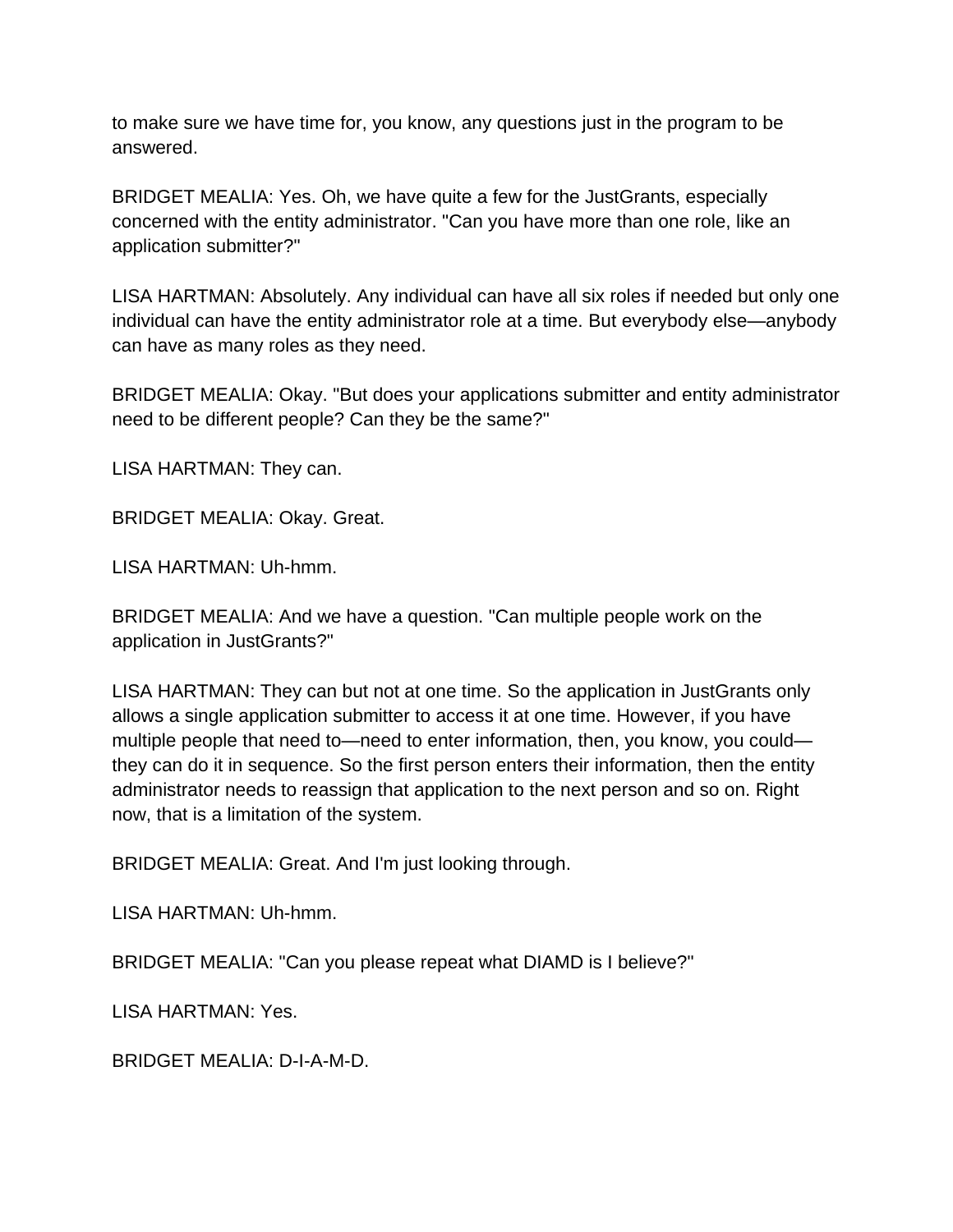to make sure we have time for, you know, any questions just in the program to be answered.

BRIDGET MEALIA: Yes. Oh, we have quite a few for the JustGrants, especially concerned with the entity administrator. "Can you have more than one role, like an application submitter?"

LISA HARTMAN: Absolutely. Any individual can have all six roles if needed but only one individual can have the entity administrator role at a time. But everybody else—anybody can have as many roles as they need.

BRIDGET MEALIA: Okay. "But does your applications submitter and entity administrator need to be different people? Can they be the same?"

LISA HARTMAN: They can.

BRIDGET MEALIA: Okay. Great.

LISA HARTMAN: Uh-hmm.

BRIDGET MEALIA: And we have a question. "Can multiple people work on the application in JustGrants?"

LISA HARTMAN: They can but not at one time. So the application in JustGrants only allows a single application submitter to access it at one time. However, if you have multiple people that need to—need to enter information, then, you know, you could—they can do it in sequence. So the first person enters their information, then the entity administrator needs to reassign that application to the next person and so on. Right now, that is a limitation of the system.

BRIDGET MEALIA: Great. And I'm just looking through.

LISA HARTMAN: Uh-hmm.

BRIDGET MEALIA: "Can you please repeat what DIAMD is I believe?"

LISA HARTMAN: Yes.

BRIDGET MEALIA: D-I-A-M-D.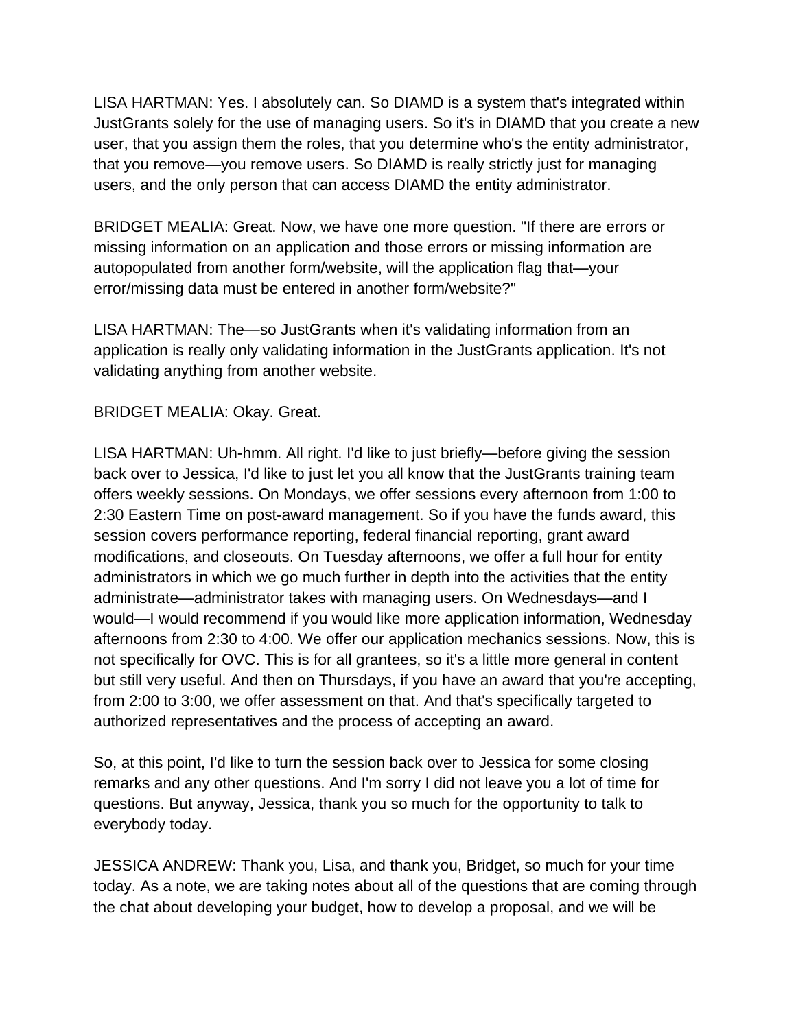LISA HARTMAN: Yes. I absolutely can. So DIAMD is a system that's integrated within JustGrants solely for the use of managing users. So it's in DIAMD that you create a new user, that you assign them the roles, that you determine who's the entity administrator, that you remove—you remove users. So DIAMD is really strictly just for managing users, and the only person that can access DIAMD the entity administrator.

BRIDGET MEALIA: Great. Now, we have one more question. "If there are errors or missing information on an application and those errors or missing information are autopopulated from another form/website, will the application flag that—your error/missing data must be entered in another form/website?"

LISA HARTMAN: The—so JustGrants when it's validating information from an application is really only validating information in the JustGrants application. It's not validating anything from another website.

BRIDGET MEALIA: Okay. Great.

LISA HARTMAN: Uh-hmm. All right. I'd like to just briefly—before giving the session back over to Jessica, I'd like to just let you all know that the JustGrants training team offers weekly sessions. On Mondays, we offer sessions every afternoon from 1:00 to 2:30 Eastern Time on post-award management. So if you have the funds award, this session covers performance reporting, federal financial reporting, grant award modifications, and closeouts. On Tuesday afternoons, we offer a full hour for entity administrators in which we go much further in depth into the activities that the entity administrate—administrator takes with managing users. On Wednesdays—and I would—I would recommend if you would like more application information, Wednesday afternoons from 2:30 to 4:00. We offer our application mechanics sessions. Now, this is not specifically for OVC. This is for all grantees, so it's a little more general in content but still very useful. And then on Thursdays, if you have an award that you're accepting, from 2:00 to 3:00, we offer assessment on that. And that's specifically targeted to authorized representatives and the process of accepting an award.

So, at this point, I'd like to turn the session back over to Jessica for some closing remarks and any other questions. And I'm sorry I did not leave you a lot of time for questions. But anyway, Jessica, thank you so much for the opportunity to talk to everybody today.

JESSICA ANDREW: Thank you, Lisa, and thank you, Bridget, so much for your time today. As a note, we are taking notes about all of the questions that are coming through the chat about developing your budget, how to develop a proposal, and we will be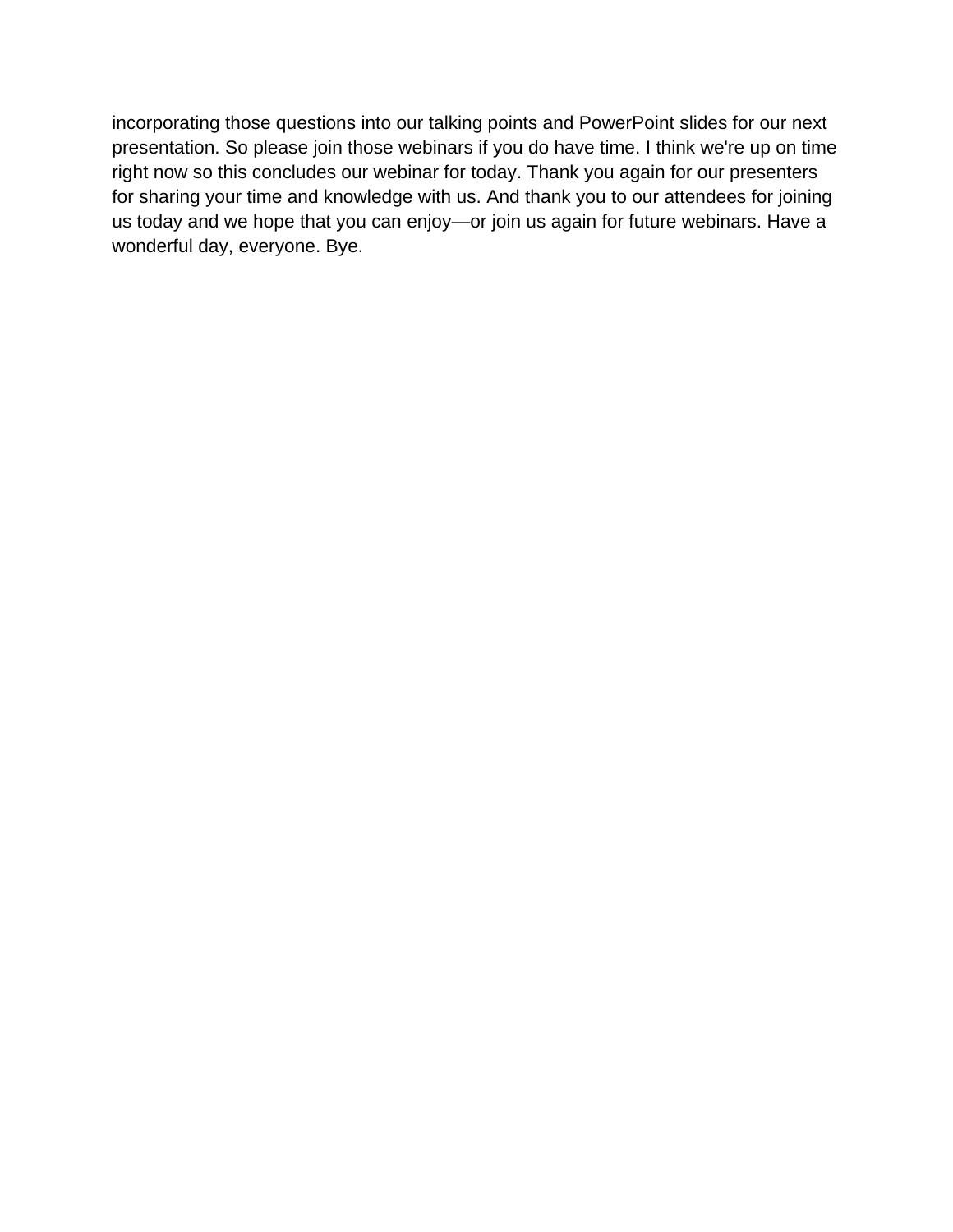incorporating those questions into our talking points and PowerPoint slides for our next presentation. So please join those webinars if you do have time. I think we're up on time right now so this concludes our webinar for today. Thank you again for our presenters for sharing your time and knowledge with us. And thank you to our attendees for joining us today and we hope that you can enjoy—or join us again for future webinars. Have a wonderful day, everyone. Bye.